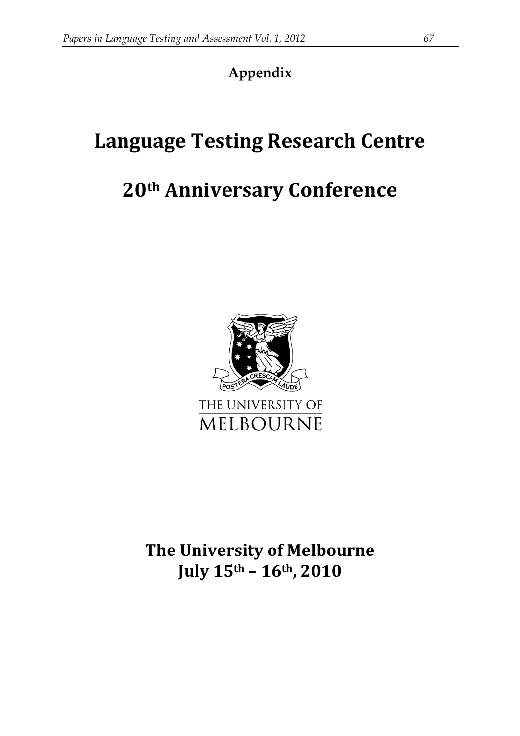**Appendix**

# Language Testing Research Centre

# 20th Anniversary Conference

POSTERA CRESCAM LAUDE

THE UNIVERSITY OF MELBOURNE

## The University of Melbourne
## July 15th – 16th, 2010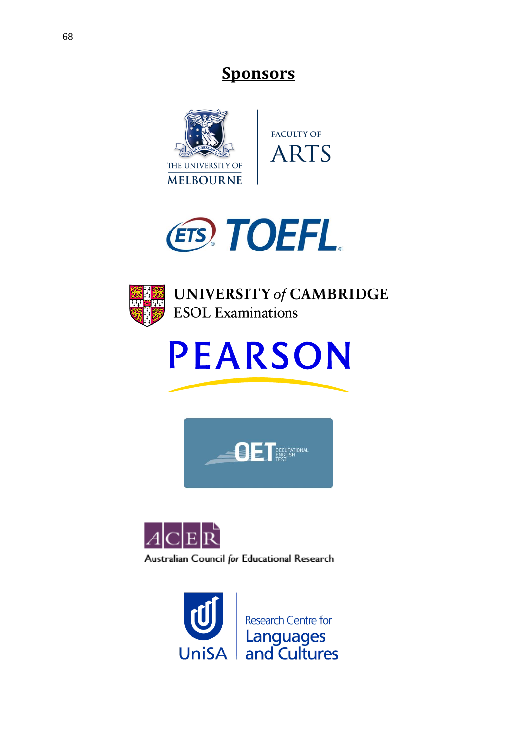## Sponsors

THE UNIVERSITY OF MELBOURNE

FACULTY OF ARTS

ETS TOEFL

UNIVERSITY *of* CAMBRIDGE
ESOL Examinations

PEARSON

OET OCCUPATIONAL ENGLISH TEST

ACER
Australian Council *for* Educational Research

UniSA
Research Centre for Languages and Cultures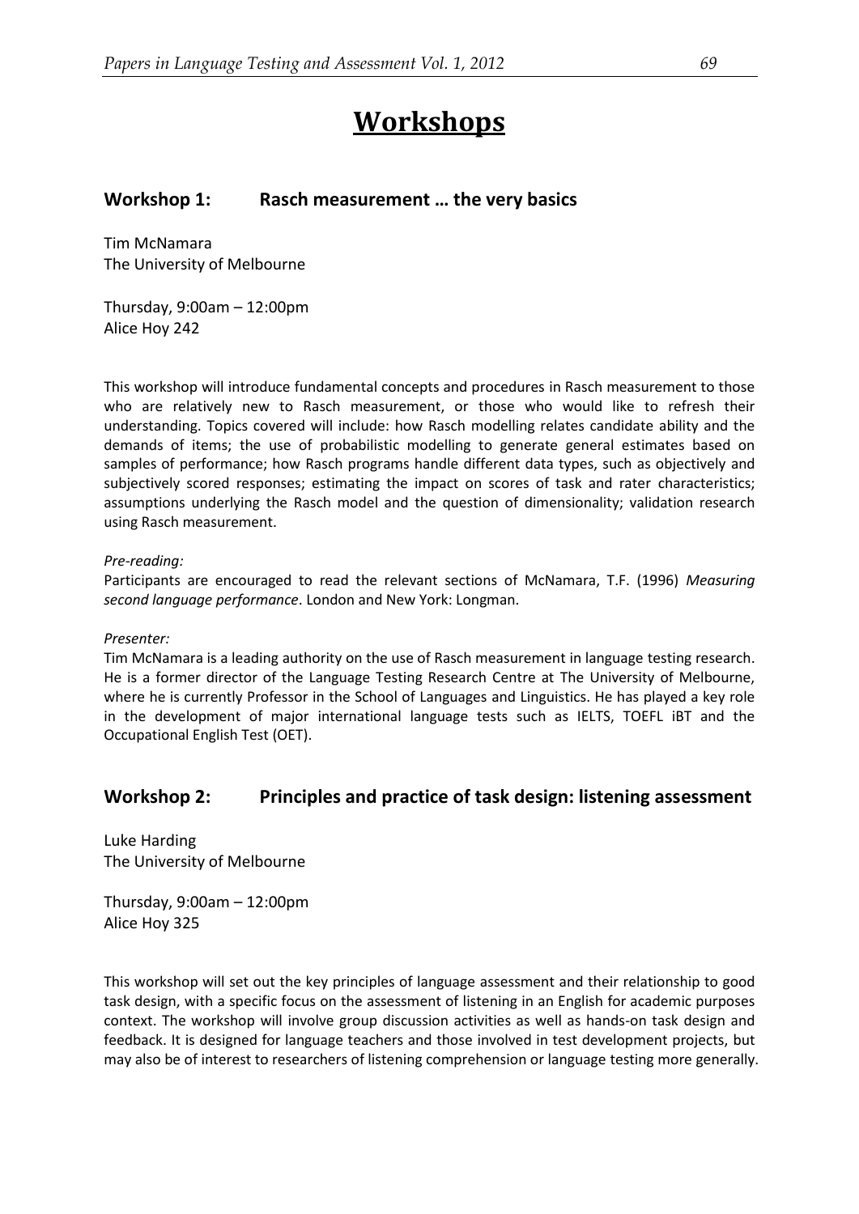# Workshops

## Workshop 1: Rasch measurement … the very basics

Tim McNamara
The University of Melbourne

Thursday, 9:00am – 12:00pm
Alice Hoy 242

This workshop will introduce fundamental concepts and procedures in Rasch measurement to those who are relatively new to Rasch measurement, or those who would like to refresh their understanding. Topics covered will include: how Rasch modelling relates candidate ability and the demands of items; the use of probabilistic modelling to generate general estimates based on samples of performance; how Rasch programs handle different data types, such as objectively and subjectively scored responses; estimating the impact on scores of task and rater characteristics; assumptions underlying the Rasch model and the question of dimensionality; validation research using Rasch measurement.

*Pre-reading:*
Participants are encouraged to read the relevant sections of McNamara, T.F. (1996) *Measuring second language performance*. London and New York: Longman.

*Presenter:*
Tim McNamara is a leading authority on the use of Rasch measurement in language testing research. He is a former director of the Language Testing Research Centre at The University of Melbourne, where he is currently Professor in the School of Languages and Linguistics. He has played a key role in the development of major international language tests such as IELTS, TOEFL iBT and the Occupational English Test (OET).

## Workshop 2: Principles and practice of task design: listening assessment

Luke Harding
The University of Melbourne

Thursday, 9:00am – 12:00pm
Alice Hoy 325

This workshop will set out the key principles of language assessment and their relationship to good task design, with a specific focus on the assessment of listening in an English for academic purposes context. The workshop will involve group discussion activities as well as hands-on task design and feedback. It is designed for language teachers and those involved in test development projects, but may also be of interest to researchers of listening comprehension or language testing more generally.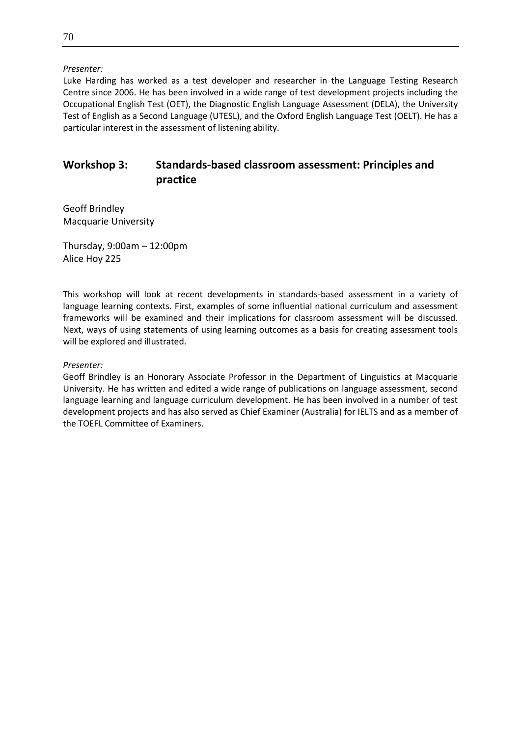*Presenter:*

Luke Harding has worked as a test developer and researcher in the Language Testing Research Centre since 2006. He has been involved in a wide range of test development projects including the Occupational English Test (OET), the Diagnostic English Language Assessment (DELA), the University Test of English as a Second Language (UTESL), and the Oxford English Language Test (OELT). He has a particular interest in the assessment of listening ability.

## Workshop 3: Standards-based classroom assessment: Principles and practice

Geoff Brindley
Macquarie University

Thursday, 9:00am – 12:00pm
Alice Hoy 225

This workshop will look at recent developments in standards-based assessment in a variety of language learning contexts. First, examples of some influential national curriculum and assessment frameworks will be examined and their implications for classroom assessment will be discussed. Next, ways of using statements of using learning outcomes as a basis for creating assessment tools will be explored and illustrated.

*Presenter:*

Geoff Brindley is an Honorary Associate Professor in the Department of Linguistics at Macquarie University. He has written and edited a wide range of publications on language assessment, second language learning and language curriculum development. He has been involved in a number of test development projects and has also served as Chief Examiner (Australia) for IELTS and as a member of the TOEFL Committee of Examiners.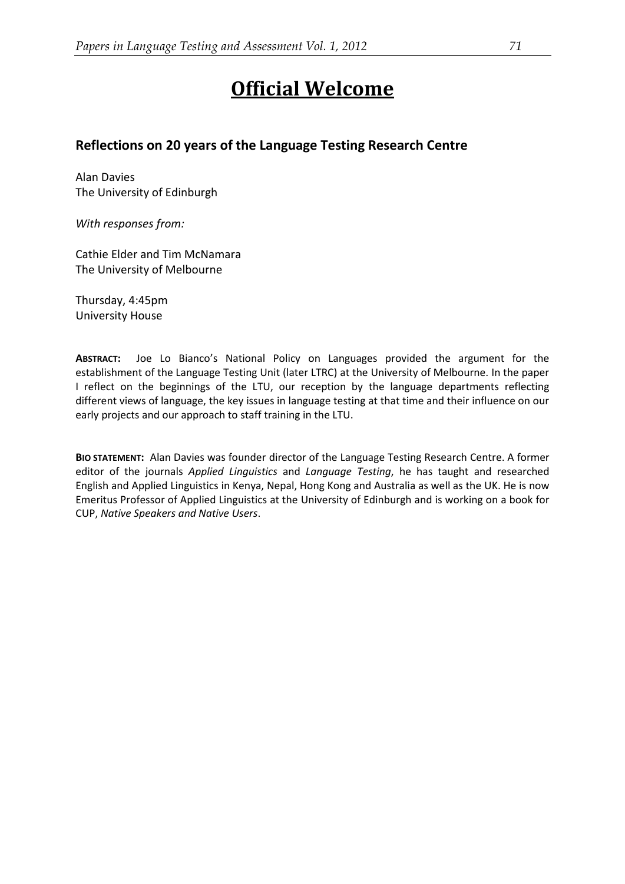# Official Welcome

## Reflections on 20 years of the Language Testing Research Centre

Alan Davies
The University of Edinburgh

*With responses from:*

Cathie Elder and Tim McNamara
The University of Melbourne

Thursday, 4:45pm
University House

**ABSTRACT:** Joe Lo Bianco's National Policy on Languages provided the argument for the establishment of the Language Testing Unit (later LTRC) at the University of Melbourne. In the paper I reflect on the beginnings of the LTU, our reception by the language departments reflecting different views of language, the key issues in language testing at that time and their influence on our early projects and our approach to staff training in the LTU.

**BIO STATEMENT:** Alan Davies was founder director of the Language Testing Research Centre. A former editor of the journals *Applied Linguistics* and *Language Testing*, he has taught and researched English and Applied Linguistics in Kenya, Nepal, Hong Kong and Australia as well as the UK. He is now Emeritus Professor of Applied Linguistics at the University of Edinburgh and is working on a book for CUP, *Native Speakers and Native Users*.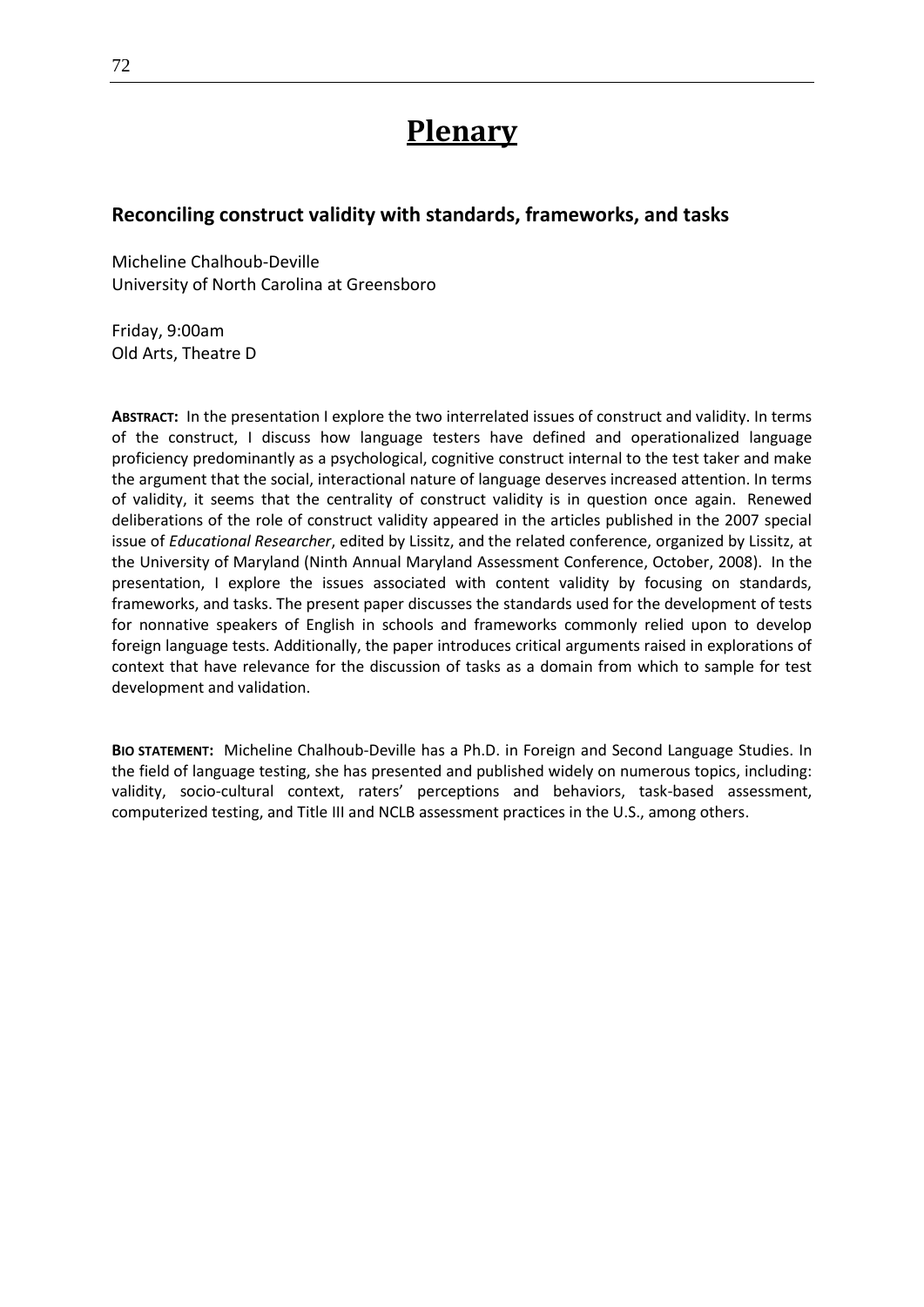# Plenary

## Reconciling construct validity with standards, frameworks, and tasks

Micheline Chalhoub-Deville
University of North Carolina at Greensboro

Friday, 9:00am
Old Arts, Theatre D

**ABSTRACT:** In the presentation I explore the two interrelated issues of construct and validity. In terms of the construct, I discuss how language testers have defined and operationalized language proficiency predominantly as a psychological, cognitive construct internal to the test taker and make the argument that the social, interactional nature of language deserves increased attention. In terms of validity, it seems that the centrality of construct validity is in question once again. Renewed deliberations of the role of construct validity appeared in the articles published in the 2007 special issue of *Educational Researcher*, edited by Lissitz, and the related conference, organized by Lissitz, at the University of Maryland (Ninth Annual Maryland Assessment Conference, October, 2008). In the presentation, I explore the issues associated with content validity by focusing on standards, frameworks, and tasks. The present paper discusses the standards used for the development of tests for nonnative speakers of English in schools and frameworks commonly relied upon to develop foreign language tests. Additionally, the paper introduces critical arguments raised in explorations of context that have relevance for the discussion of tasks as a domain from which to sample for test development and validation.

**BIO STATEMENT:** Micheline Chalhoub-Deville has a Ph.D. in Foreign and Second Language Studies. In the field of language testing, she has presented and published widely on numerous topics, including: validity, socio-cultural context, raters' perceptions and behaviors, task-based assessment, computerized testing, and Title III and NCLB assessment practices in the U.S., among others.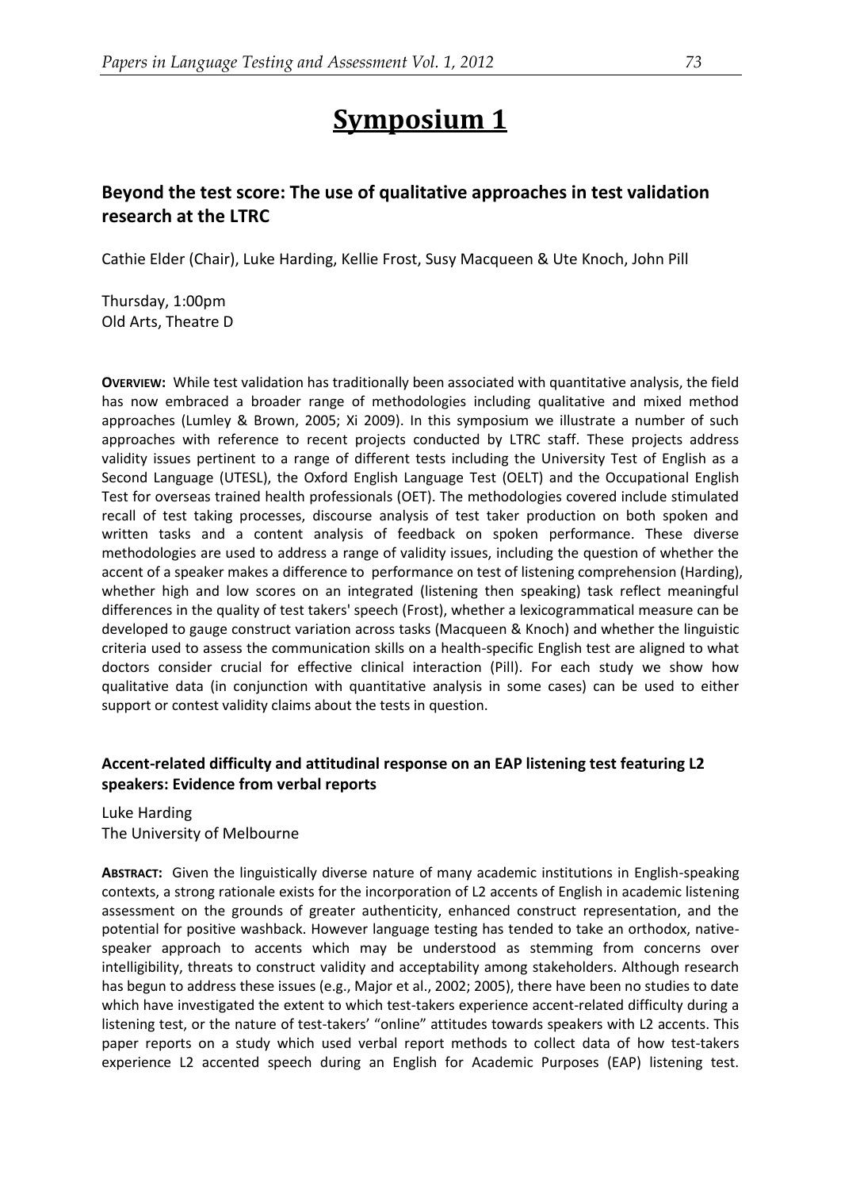# Symposium 1

## Beyond the test score: The use of qualitative approaches in test validation research at the LTRC

Cathie Elder (Chair), Luke Harding, Kellie Frost, Susy Macqueen & Ute Knoch, John Pill

Thursday, 1:00pm
Old Arts, Theatre D

**OVERVIEW:** While test validation has traditionally been associated with quantitative analysis, the field has now embraced a broader range of methodologies including qualitative and mixed method approaches (Lumley & Brown, 2005; Xi 2009). In this symposium we illustrate a number of such approaches with reference to recent projects conducted by LTRC staff. These projects address validity issues pertinent to a range of different tests including the University Test of English as a Second Language (UTESL), the Oxford English Language Test (OELT) and the Occupational English Test for overseas trained health professionals (OET). The methodologies covered include stimulated recall of test taking processes, discourse analysis of test taker production on both spoken and written tasks and a content analysis of feedback on spoken performance. These diverse methodologies are used to address a range of validity issues, including the question of whether the accent of a speaker makes a difference to performance on test of listening comprehension (Harding), whether high and low scores on an integrated (listening then speaking) task reflect meaningful differences in the quality of test takers' speech (Frost), whether a lexicogrammatical measure can be developed to gauge construct variation across tasks (Macqueen & Knoch) and whether the linguistic criteria used to assess the communication skills on a health-specific English test are aligned to what doctors consider crucial for effective clinical interaction (Pill). For each study we show how qualitative data (in conjunction with quantitative analysis in some cases) can be used to either support or contest validity claims about the tests in question.

### Accent-related difficulty and attitudinal response on an EAP listening test featuring L2 speakers: Evidence from verbal reports

Luke Harding
The University of Melbourne

**ABSTRACT:** Given the linguistically diverse nature of many academic institutions in English-speaking contexts, a strong rationale exists for the incorporation of L2 accents of English in academic listening assessment on the grounds of greater authenticity, enhanced construct representation, and the potential for positive washback. However language testing has tended to take an orthodox, native-speaker approach to accents which may be understood as stemming from concerns over intelligibility, threats to construct validity and acceptability among stakeholders. Although research has begun to address these issues (e.g., Major et al., 2002; 2005), there have been no studies to date which have investigated the extent to which test-takers experience accent-related difficulty during a listening test, or the nature of test-takers' "online" attitudes towards speakers with L2 accents. This paper reports on a study which used verbal report methods to collect data of how test-takers experience L2 accented speech during an English for Academic Purposes (EAP) listening test.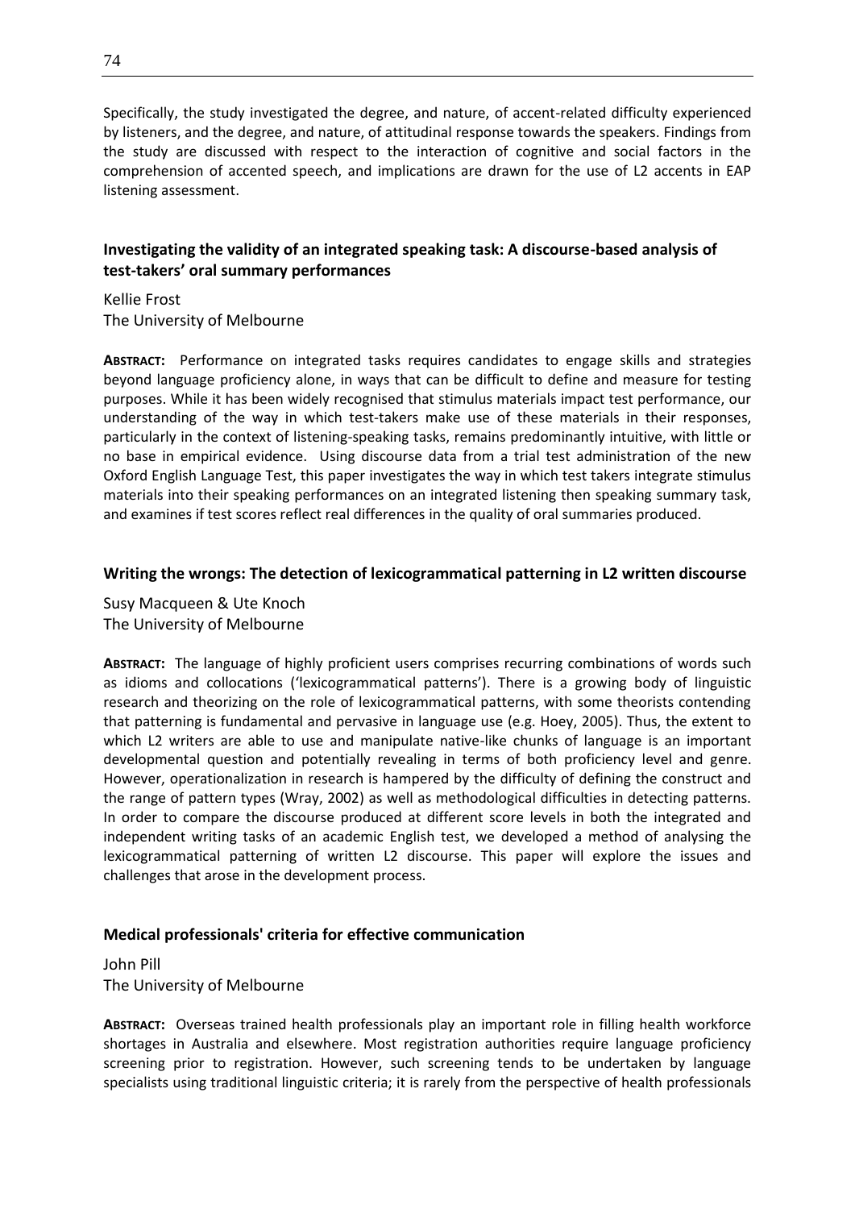Specifically, the study investigated the degree, and nature, of accent-related difficulty experienced by listeners, and the degree, and nature, of attitudinal response towards the speakers. Findings from the study are discussed with respect to the interaction of cognitive and social factors in the comprehension of accented speech, and implications are drawn for the use of L2 accents in EAP listening assessment.

### Investigating the validity of an integrated speaking task: A discourse-based analysis of test-takers' oral summary performances

Kellie Frost
The University of Melbourne

**ABSTRACT:** Performance on integrated tasks requires candidates to engage skills and strategies beyond language proficiency alone, in ways that can be difficult to define and measure for testing purposes. While it has been widely recognised that stimulus materials impact test performance, our understanding of the way in which test-takers make use of these materials in their responses, particularly in the context of listening-speaking tasks, remains predominantly intuitive, with little or no base in empirical evidence. Using discourse data from a trial test administration of the new Oxford English Language Test, this paper investigates the way in which test takers integrate stimulus materials into their speaking performances on an integrated listening then speaking summary task, and examines if test scores reflect real differences in the quality of oral summaries produced.

### Writing the wrongs: The detection of lexicogrammatical patterning in L2 written discourse

Susy Macqueen & Ute Knoch
The University of Melbourne

**ABSTRACT:** The language of highly proficient users comprises recurring combinations of words such as idioms and collocations ('lexicogrammatical patterns'). There is a growing body of linguistic research and theorizing on the role of lexicogrammatical patterns, with some theorists contending that patterning is fundamental and pervasive in language use (e.g. Hoey, 2005). Thus, the extent to which L2 writers are able to use and manipulate native-like chunks of language is an important developmental question and potentially revealing in terms of both proficiency level and genre. However, operationalization in research is hampered by the difficulty of defining the construct and the range of pattern types (Wray, 2002) as well as methodological difficulties in detecting patterns. In order to compare the discourse produced at different score levels in both the integrated and independent writing tasks of an academic English test, we developed a method of analysing the lexicogrammatical patterning of written L2 discourse. This paper will explore the issues and challenges that arose in the development process.

### Medical professionals' criteria for effective communication

John Pill
The University of Melbourne

**ABSTRACT:** Overseas trained health professionals play an important role in filling health workforce shortages in Australia and elsewhere. Most registration authorities require language proficiency screening prior to registration. However, such screening tends to be undertaken by language specialists using traditional linguistic criteria; it is rarely from the perspective of health professionals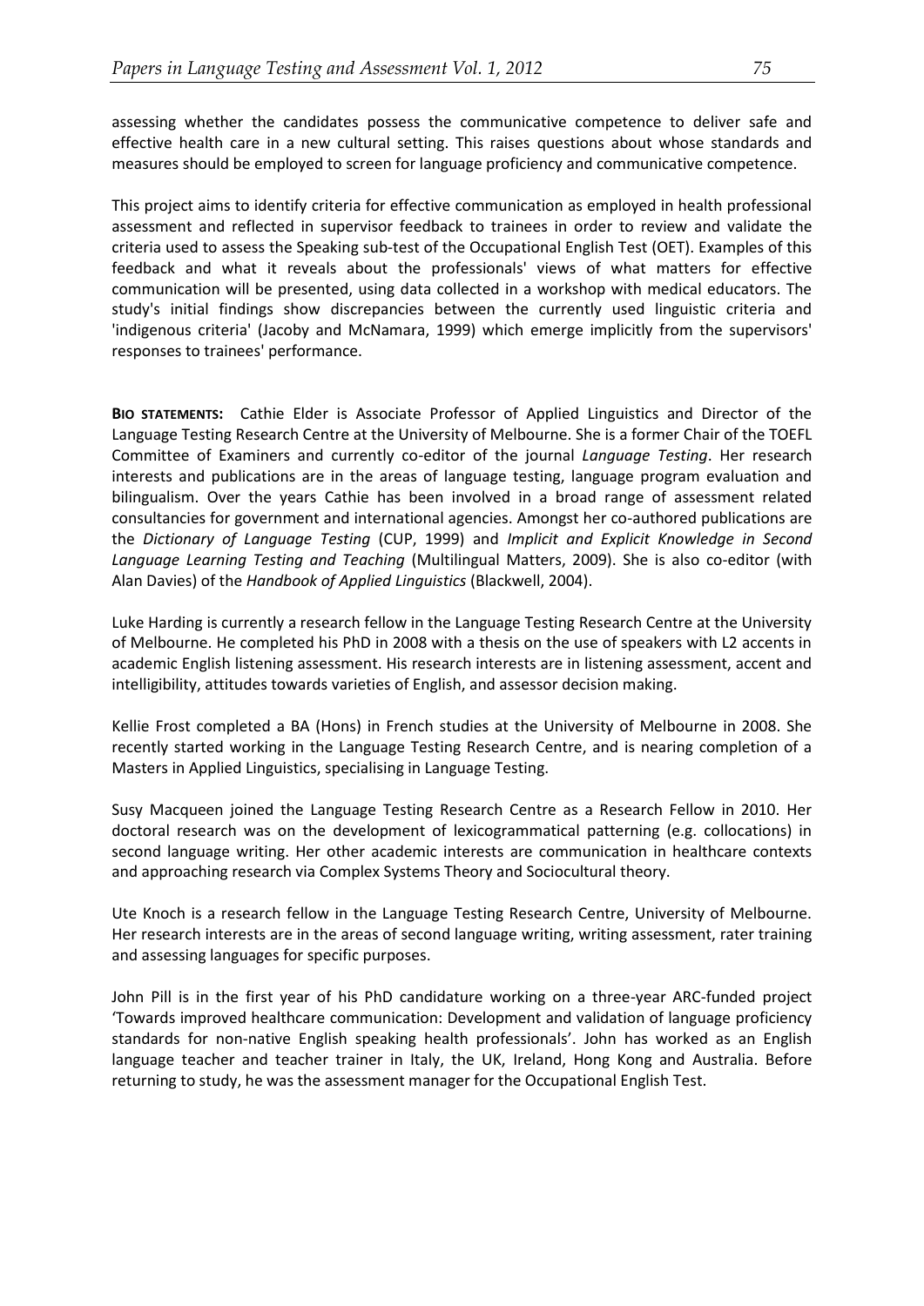assessing whether the candidates possess the communicative competence to deliver safe and effective health care in a new cultural setting. This raises questions about whose standards and measures should be employed to screen for language proficiency and communicative competence.

This project aims to identify criteria for effective communication as employed in health professional assessment and reflected in supervisor feedback to trainees in order to review and validate the criteria used to assess the Speaking sub-test of the Occupational English Test (OET). Examples of this feedback and what it reveals about the professionals' views of what matters for effective communication will be presented, using data collected in a workshop with medical educators. The study's initial findings show discrepancies between the currently used linguistic criteria and 'indigenous criteria' (Jacoby and McNamara, 1999) which emerge implicitly from the supervisors' responses to trainees' performance.

**BIO STATEMENTS:** Cathie Elder is Associate Professor of Applied Linguistics and Director of the Language Testing Research Centre at the University of Melbourne. She is a former Chair of the TOEFL Committee of Examiners and currently co-editor of the journal *Language Testing*. Her research interests and publications are in the areas of language testing, language program evaluation and bilingualism. Over the years Cathie has been involved in a broad range of assessment related consultancies for government and international agencies. Amongst her co-authored publications are the *Dictionary of Language Testing* (CUP, 1999) and *Implicit and Explicit Knowledge in Second Language Learning Testing and Teaching* (Multilingual Matters, 2009). She is also co-editor (with Alan Davies) of the *Handbook of Applied Linguistics* (Blackwell, 2004).

Luke Harding is currently a research fellow in the Language Testing Research Centre at the University of Melbourne. He completed his PhD in 2008 with a thesis on the use of speakers with L2 accents in academic English listening assessment. His research interests are in listening assessment, accent and intelligibility, attitudes towards varieties of English, and assessor decision making.

Kellie Frost completed a BA (Hons) in French studies at the University of Melbourne in 2008. She recently started working in the Language Testing Research Centre, and is nearing completion of a Masters in Applied Linguistics, specialising in Language Testing.

Susy Macqueen joined the Language Testing Research Centre as a Research Fellow in 2010. Her doctoral research was on the development of lexicogrammatical patterning (e.g. collocations) in second language writing. Her other academic interests are communication in healthcare contexts and approaching research via Complex Systems Theory and Sociocultural theory.

Ute Knoch is a research fellow in the Language Testing Research Centre, University of Melbourne. Her research interests are in the areas of second language writing, writing assessment, rater training and assessing languages for specific purposes.

John Pill is in the first year of his PhD candidature working on a three-year ARC-funded project 'Towards improved healthcare communication: Development and validation of language proficiency standards for non-native English speaking health professionals'. John has worked as an English language teacher and teacher trainer in Italy, the UK, Ireland, Hong Kong and Australia. Before returning to study, he was the assessment manager for the Occupational English Test.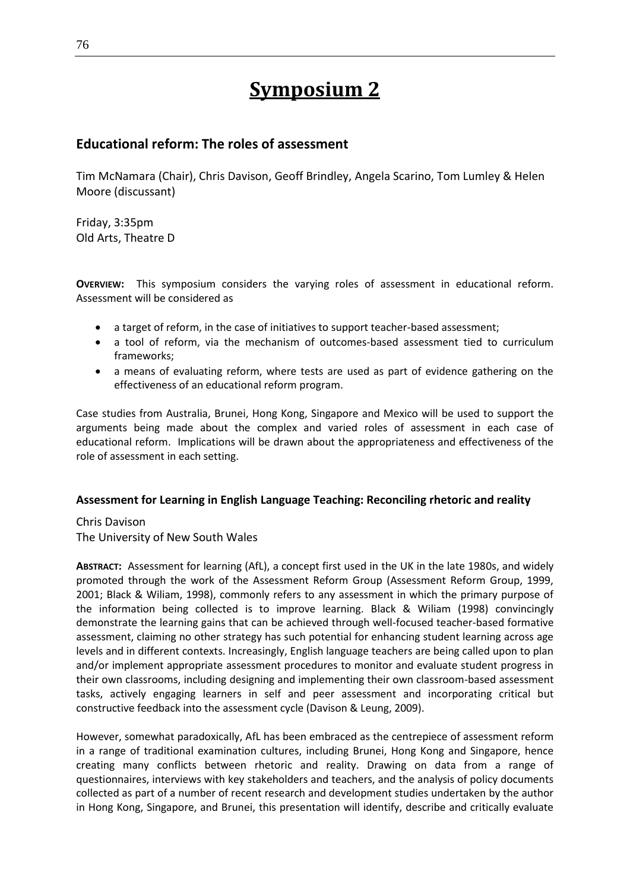# Symposium 2

## Educational reform: The roles of assessment

Tim McNamara (Chair), Chris Davison, Geoff Brindley, Angela Scarino, Tom Lumley & Helen Moore (discussant)

Friday, 3:35pm
Old Arts, Theatre D

**OVERVIEW:** This symposium considers the varying roles of assessment in educational reform. Assessment will be considered as

- a target of reform, in the case of initiatives to support teacher-based assessment;
- a tool of reform, via the mechanism of outcomes-based assessment tied to curriculum frameworks;
- a means of evaluating reform, where tests are used as part of evidence gathering on the effectiveness of an educational reform program.

Case studies from Australia, Brunei, Hong Kong, Singapore and Mexico will be used to support the arguments being made about the complex and varied roles of assessment in each case of educational reform. Implications will be drawn about the appropriateness and effectiveness of the role of assessment in each setting.

### Assessment for Learning in English Language Teaching: Reconciling rhetoric and reality

Chris Davison
The University of New South Wales

**ABSTRACT:** Assessment for learning (AfL), a concept first used in the UK in the late 1980s, and widely promoted through the work of the Assessment Reform Group (Assessment Reform Group, 1999, 2001; Black & Wiliam, 1998), commonly refers to any assessment in which the primary purpose of the information being collected is to improve learning. Black & Wiliam (1998) convincingly demonstrate the learning gains that can be achieved through well-focused teacher-based formative assessment, claiming no other strategy has such potential for enhancing student learning across age levels and in different contexts. Increasingly, English language teachers are being called upon to plan and/or implement appropriate assessment procedures to monitor and evaluate student progress in their own classrooms, including designing and implementing their own classroom-based assessment tasks, actively engaging learners in self and peer assessment and incorporating critical but constructive feedback into the assessment cycle (Davison & Leung, 2009).

However, somewhat paradoxically, AfL has been embraced as the centrepiece of assessment reform in a range of traditional examination cultures, including Brunei, Hong Kong and Singapore, hence creating many conflicts between rhetoric and reality. Drawing on data from a range of questionnaires, interviews with key stakeholders and teachers, and the analysis of policy documents collected as part of a number of recent research and development studies undertaken by the author in Hong Kong, Singapore, and Brunei, this presentation will identify, describe and critically evaluate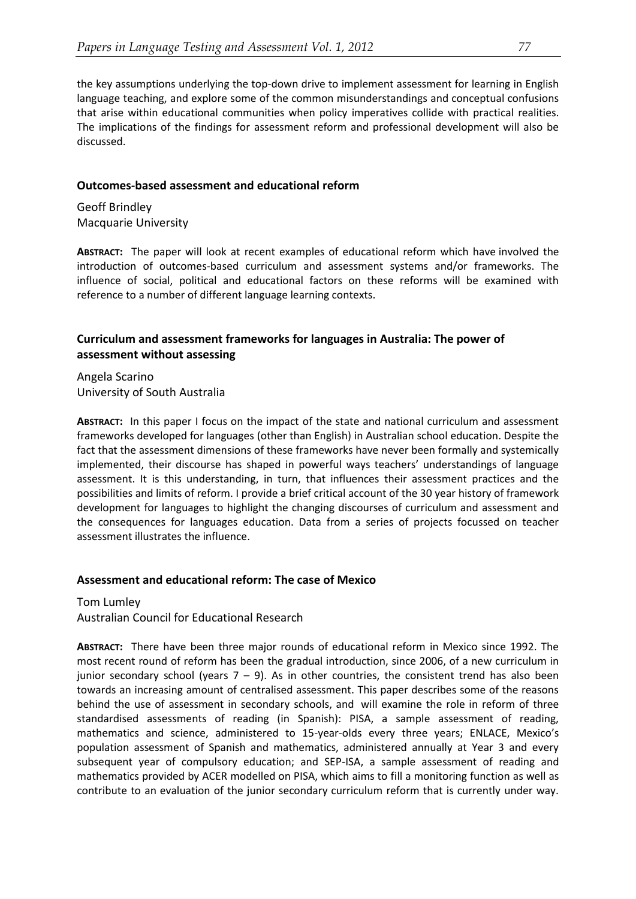the key assumptions underlying the top-down drive to implement assessment for learning in English language teaching, and explore some of the common misunderstandings and conceptual confusions that arise within educational communities when policy imperatives collide with practical realities. The implications of the findings for assessment reform and professional development will also be discussed.

### Outcomes-based assessment and educational reform

Geoff Brindley
Macquarie University

**ABSTRACT:** The paper will look at recent examples of educational reform which have involved the introduction of outcomes-based curriculum and assessment systems and/or frameworks. The influence of social, political and educational factors on these reforms will be examined with reference to a number of different language learning contexts.

### Curriculum and assessment frameworks for languages in Australia: The power of assessment without assessing

Angela Scarino
University of South Australia

**ABSTRACT:** In this paper I focus on the impact of the state and national curriculum and assessment frameworks developed for languages (other than English) in Australian school education. Despite the fact that the assessment dimensions of these frameworks have never been formally and systemically implemented, their discourse has shaped in powerful ways teachers' understandings of language assessment. It is this understanding, in turn, that influences their assessment practices and the possibilities and limits of reform. I provide a brief critical account of the 30 year history of framework development for languages to highlight the changing discourses of curriculum and assessment and the consequences for languages education. Data from a series of projects focussed on teacher assessment illustrates the influence.

### Assessment and educational reform: The case of Mexico

Tom Lumley
Australian Council for Educational Research

**ABSTRACT:** There have been three major rounds of educational reform in Mexico since 1992. The most recent round of reform has been the gradual introduction, since 2006, of a new curriculum in junior secondary school (years 7 – 9). As in other countries, the consistent trend has also been towards an increasing amount of centralised assessment. This paper describes some of the reasons behind the use of assessment in secondary schools, and will examine the role in reform of three standardised assessments of reading (in Spanish): PISA, a sample assessment of reading, mathematics and science, administered to 15-year-olds every three years; ENLACE, Mexico's population assessment of Spanish and mathematics, administered annually at Year 3 and every subsequent year of compulsory education; and SEP-ISA, a sample assessment of reading and mathematics provided by ACER modelled on PISA, which aims to fill a monitoring function as well as contribute to an evaluation of the junior secondary curriculum reform that is currently under way.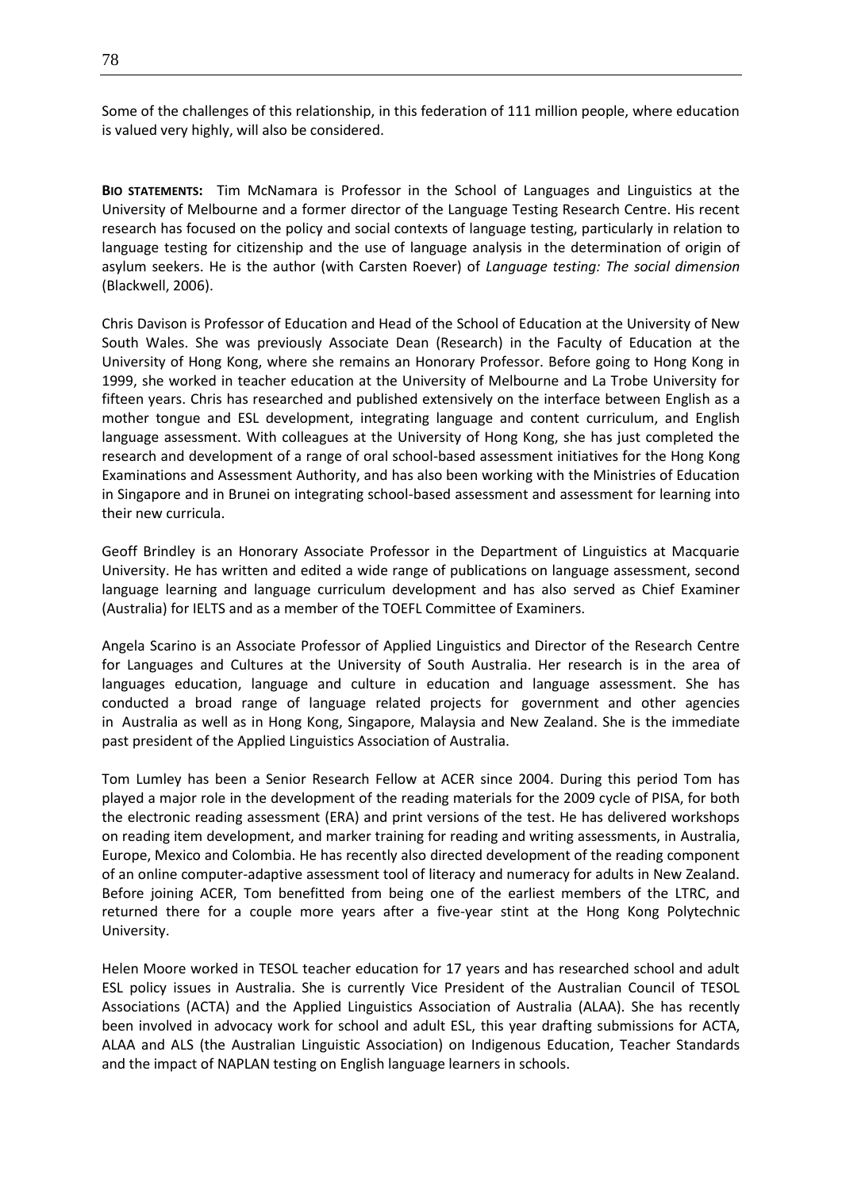Some of the challenges of this relationship, in this federation of 111 million people, where education is valued very highly, will also be considered.

**BIO STATEMENTS:** Tim McNamara is Professor in the School of Languages and Linguistics at the University of Melbourne and a former director of the Language Testing Research Centre. His recent research has focused on the policy and social contexts of language testing, particularly in relation to language testing for citizenship and the use of language analysis in the determination of origin of asylum seekers. He is the author (with Carsten Roever) of *Language testing: The social dimension* (Blackwell, 2006).

Chris Davison is Professor of Education and Head of the School of Education at the University of New South Wales. She was previously Associate Dean (Research) in the Faculty of Education at the University of Hong Kong, where she remains an Honorary Professor. Before going to Hong Kong in 1999, she worked in teacher education at the University of Melbourne and La Trobe University for fifteen years. Chris has researched and published extensively on the interface between English as a mother tongue and ESL development, integrating language and content curriculum, and English language assessment. With colleagues at the University of Hong Kong, she has just completed the research and development of a range of oral school-based assessment initiatives for the Hong Kong Examinations and Assessment Authority, and has also been working with the Ministries of Education in Singapore and in Brunei on integrating school-based assessment and assessment for learning into their new curricula.

Geoff Brindley is an Honorary Associate Professor in the Department of Linguistics at Macquarie University. He has written and edited a wide range of publications on language assessment, second language learning and language curriculum development and has also served as Chief Examiner (Australia) for IELTS and as a member of the TOEFL Committee of Examiners.

Angela Scarino is an Associate Professor of Applied Linguistics and Director of the Research Centre for Languages and Cultures at the University of South Australia. Her research is in the area of languages education, language and culture in education and language assessment. She has conducted a broad range of language related projects for government and other agencies in Australia as well as in Hong Kong, Singapore, Malaysia and New Zealand. She is the immediate past president of the Applied Linguistics Association of Australia.

Tom Lumley has been a Senior Research Fellow at ACER since 2004. During this period Tom has played a major role in the development of the reading materials for the 2009 cycle of PISA, for both the electronic reading assessment (ERA) and print versions of the test. He has delivered workshops on reading item development, and marker training for reading and writing assessments, in Australia, Europe, Mexico and Colombia. He has recently also directed development of the reading component of an online computer-adaptive assessment tool of literacy and numeracy for adults in New Zealand. Before joining ACER, Tom benefitted from being one of the earliest members of the LTRC, and returned there for a couple more years after a five-year stint at the Hong Kong Polytechnic University.

Helen Moore worked in TESOL teacher education for 17 years and has researched school and adult ESL policy issues in Australia. She is currently Vice President of the Australian Council of TESOL Associations (ACTA) and the Applied Linguistics Association of Australia (ALAA). She has recently been involved in advocacy work for school and adult ESL, this year drafting submissions for ACTA, ALAA and ALS (the Australian Linguistic Association) on Indigenous Education, Teacher Standards and the impact of NAPLAN testing on English language learners in schools.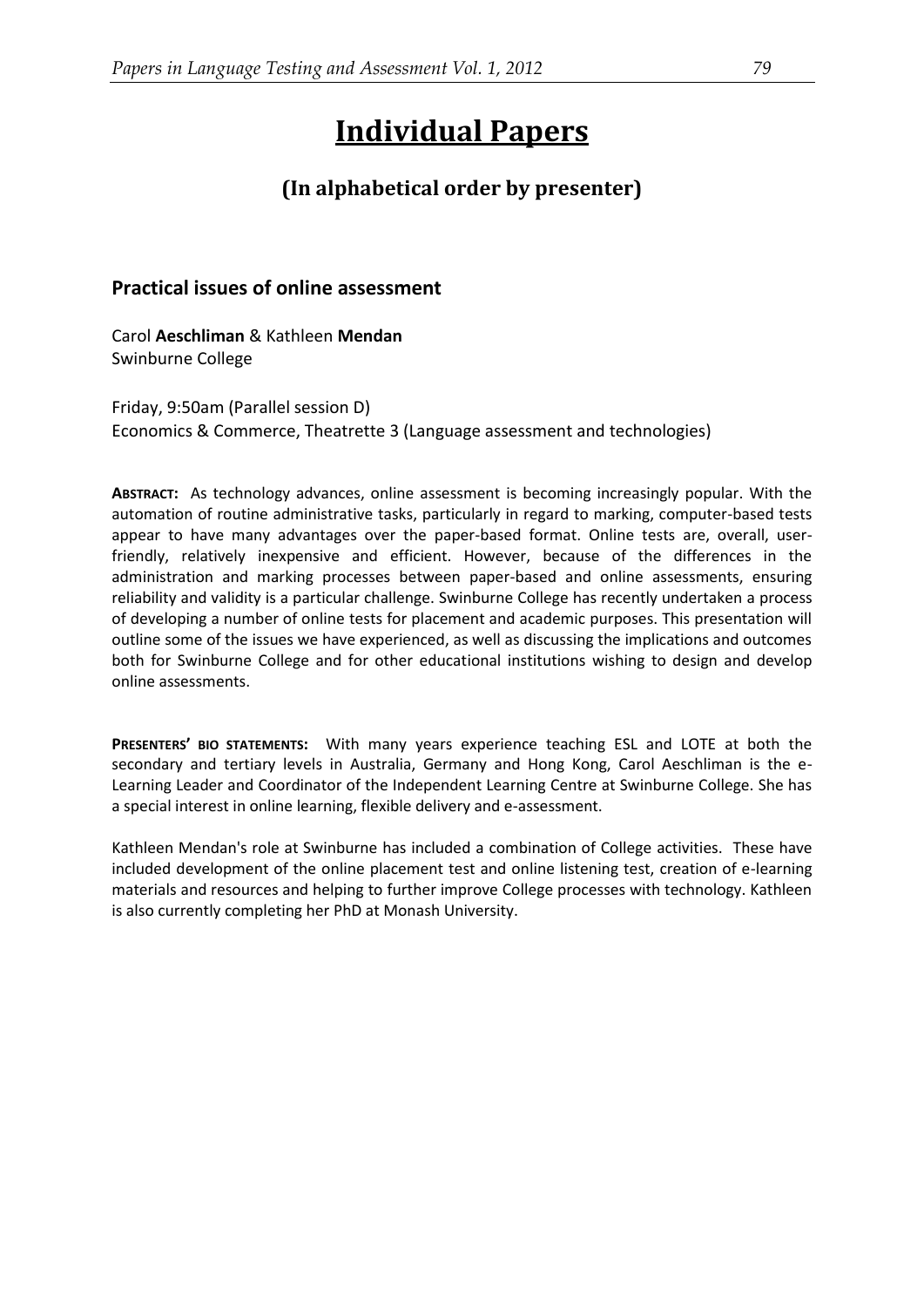# Individual Papers

## (In alphabetical order by presenter)

### Practical issues of online assessment

Carol **Aeschliman** & Kathleen **Mendan**
Swinburne College

Friday, 9:50am (Parallel session D)
Economics & Commerce, Theatrette 3 (Language assessment and technologies)

**ABSTRACT:** As technology advances, online assessment is becoming increasingly popular. With the automation of routine administrative tasks, particularly in regard to marking, computer-based tests appear to have many advantages over the paper-based format. Online tests are, overall, user-friendly, relatively inexpensive and efficient. However, because of the differences in the administration and marking processes between paper-based and online assessments, ensuring reliability and validity is a particular challenge. Swinburne College has recently undertaken a process of developing a number of online tests for placement and academic purposes. This presentation will outline some of the issues we have experienced, as well as discussing the implications and outcomes both for Swinburne College and for other educational institutions wishing to design and develop online assessments.

**PRESENTERS' BIO STATEMENTS:** With many years experience teaching ESL and LOTE at both the secondary and tertiary levels in Australia, Germany and Hong Kong, Carol Aeschliman is the e-Learning Leader and Coordinator of the Independent Learning Centre at Swinburne College. She has a special interest in online learning, flexible delivery and e-assessment.

Kathleen Mendan's role at Swinburne has included a combination of College activities. These have included development of the online placement test and online listening test, creation of e-learning materials and resources and helping to further improve College processes with technology. Kathleen is also currently completing her PhD at Monash University.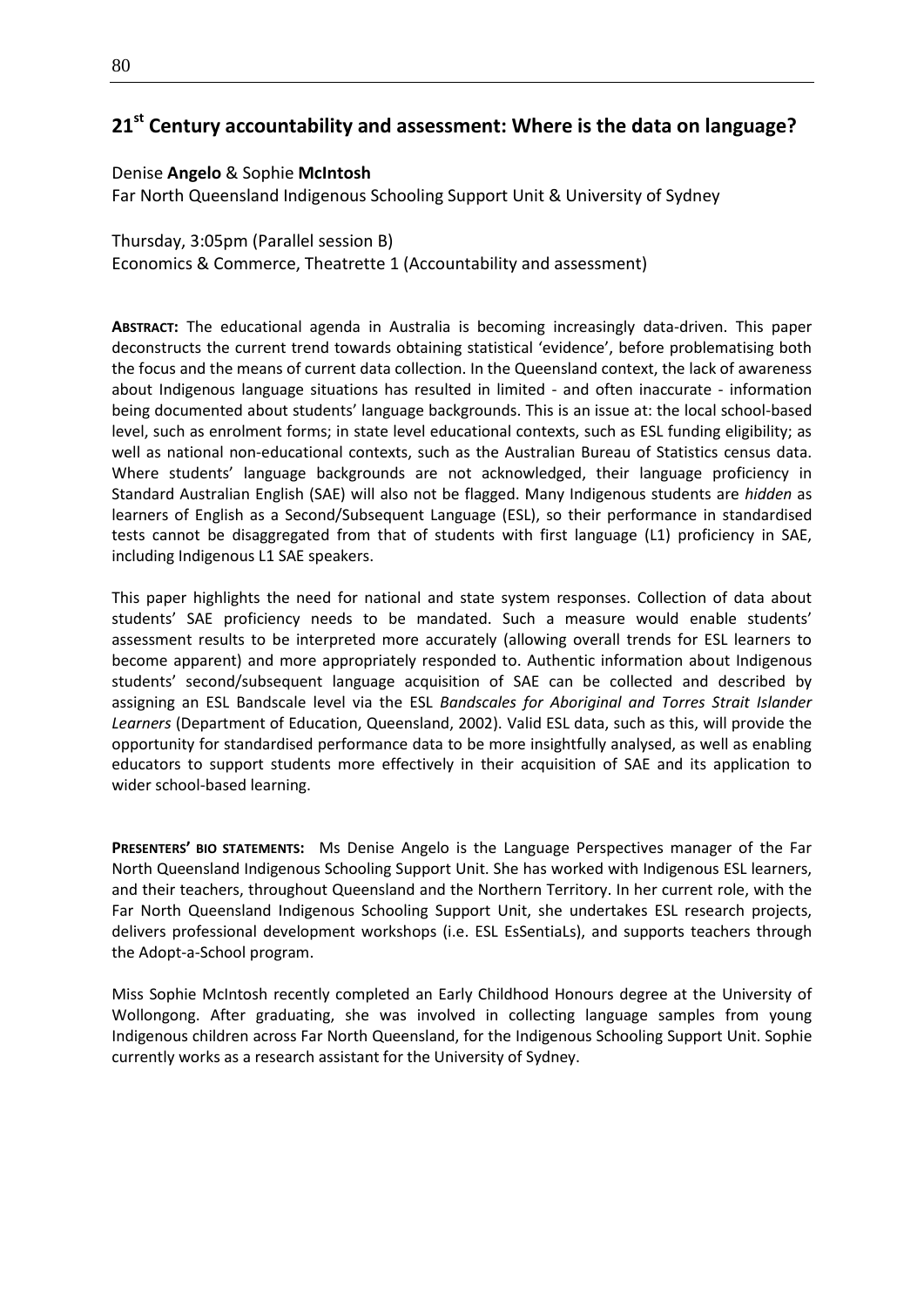## 21st Century accountability and assessment: Where is the data on language?

Denise **Angelo** & Sophie **McIntosh**
Far North Queensland Indigenous Schooling Support Unit & University of Sydney

Thursday, 3:05pm (Parallel session B)
Economics & Commerce, Theatrette 1 (Accountability and assessment)

**ABSTRACT:** The educational agenda in Australia is becoming increasingly data-driven. This paper deconstructs the current trend towards obtaining statistical 'evidence', before problematising both the focus and the means of current data collection. In the Queensland context, the lack of awareness about Indigenous language situations has resulted in limited - and often inaccurate - information being documented about students' language backgrounds. This is an issue at: the local school-based level, such as enrolment forms; in state level educational contexts, such as ESL funding eligibility; as well as national non-educational contexts, such as the Australian Bureau of Statistics census data. Where students' language backgrounds are not acknowledged, their language proficiency in Standard Australian English (SAE) will also not be flagged. Many Indigenous students are *hidden* as learners of English as a Second/Subsequent Language (ESL), so their performance in standardised tests cannot be disaggregated from that of students with first language (L1) proficiency in SAE, including Indigenous L1 SAE speakers.

This paper highlights the need for national and state system responses. Collection of data about students' SAE proficiency needs to be mandated. Such a measure would enable students' assessment results to be interpreted more accurately (allowing overall trends for ESL learners to become apparent) and more appropriately responded to. Authentic information about Indigenous students' second/subsequent language acquisition of SAE can be collected and described by assigning an ESL Bandscale level via the ESL *Bandscales for Aboriginal and Torres Strait Islander Learners* (Department of Education, Queensland, 2002). Valid ESL data, such as this, will provide the opportunity for standardised performance data to be more insightfully analysed, as well as enabling educators to support students more effectively in their acquisition of SAE and its application to wider school-based learning.

**PRESENTERS' BIO STATEMENTS:** Ms Denise Angelo is the Language Perspectives manager of the Far North Queensland Indigenous Schooling Support Unit. She has worked with Indigenous ESL learners, and their teachers, throughout Queensland and the Northern Territory. In her current role, with the Far North Queensland Indigenous Schooling Support Unit, she undertakes ESL research projects, delivers professional development workshops (i.e. ESL EsSentiaLs), and supports teachers through the Adopt-a-School program.

Miss Sophie McIntosh recently completed an Early Childhood Honours degree at the University of Wollongong. After graduating, she was involved in collecting language samples from young Indigenous children across Far North Queensland, for the Indigenous Schooling Support Unit. Sophie currently works as a research assistant for the University of Sydney.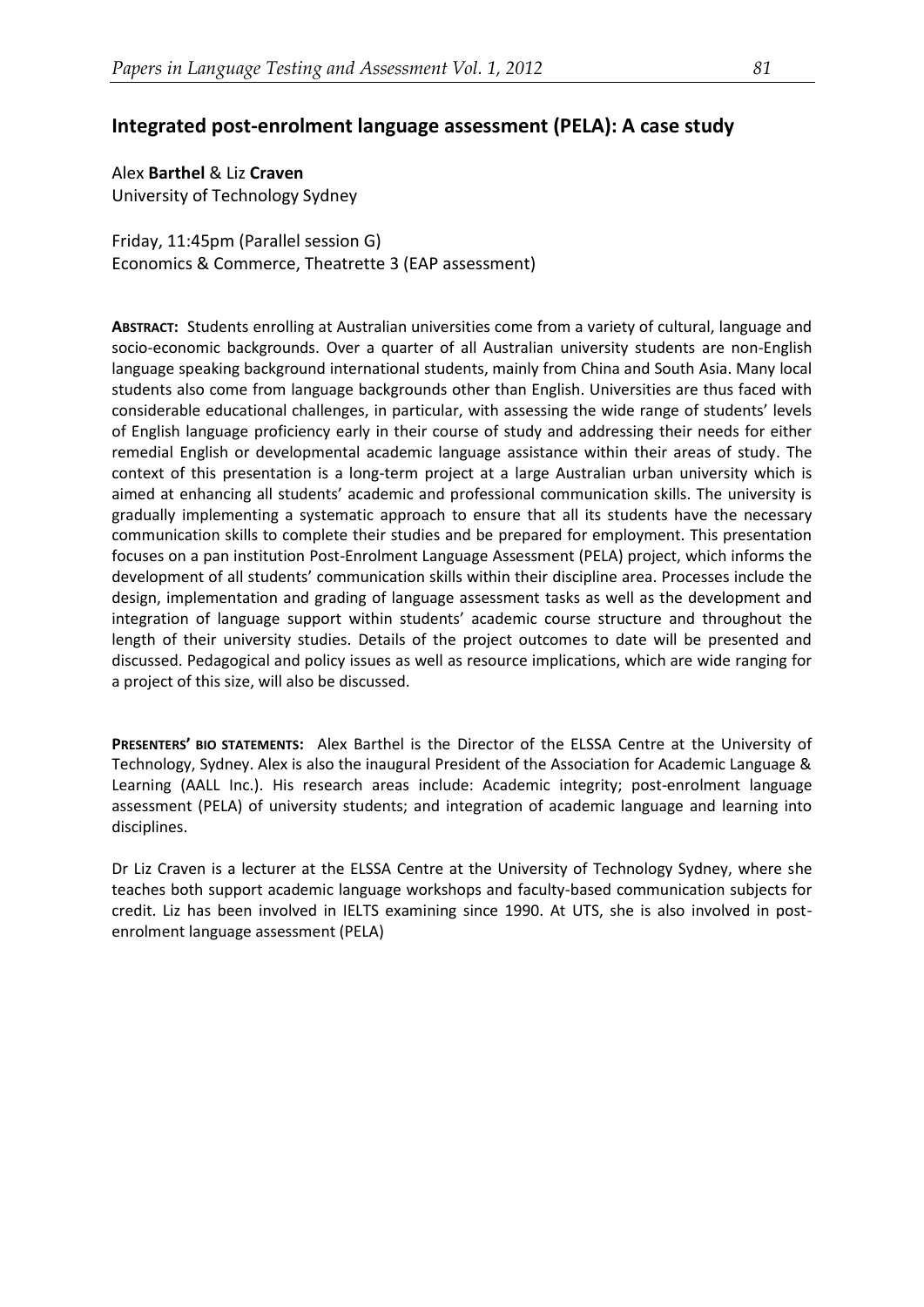## Integrated post-enrolment language assessment (PELA): A case study

Alex **Barthel** & Liz **Craven**
University of Technology Sydney

Friday, 11:45pm (Parallel session G)
Economics & Commerce, Theatrette 3 (EAP assessment)

**ABSTRACT:** Students enrolling at Australian universities come from a variety of cultural, language and socio-economic backgrounds. Over a quarter of all Australian university students are non-English language speaking background international students, mainly from China and South Asia. Many local students also come from language backgrounds other than English. Universities are thus faced with considerable educational challenges, in particular, with assessing the wide range of students' levels of English language proficiency early in their course of study and addressing their needs for either remedial English or developmental academic language assistance within their areas of study. The context of this presentation is a long-term project at a large Australian urban university which is aimed at enhancing all students' academic and professional communication skills. The university is gradually implementing a systematic approach to ensure that all its students have the necessary communication skills to complete their studies and be prepared for employment. This presentation focuses on a pan institution Post-Enrolment Language Assessment (PELA) project, which informs the development of all students' communication skills within their discipline area. Processes include the design, implementation and grading of language assessment tasks as well as the development and integration of language support within students' academic course structure and throughout the length of their university studies. Details of the project outcomes to date will be presented and discussed. Pedagogical and policy issues as well as resource implications, which are wide ranging for a project of this size, will also be discussed.

**PRESENTERS' BIO STATEMENTS:** Alex Barthel is the Director of the ELSSA Centre at the University of Technology, Sydney. Alex is also the inaugural President of the Association for Academic Language & Learning (AALL Inc.). His research areas include: Academic integrity; post-enrolment language assessment (PELA) of university students; and integration of academic language and learning into disciplines.

Dr Liz Craven is a lecturer at the ELSSA Centre at the University of Technology Sydney, where she teaches both support academic language workshops and faculty-based communication subjects for credit. Liz has been involved in IELTS examining since 1990. At UTS, she is also involved in post-enrolment language assessment (PELA)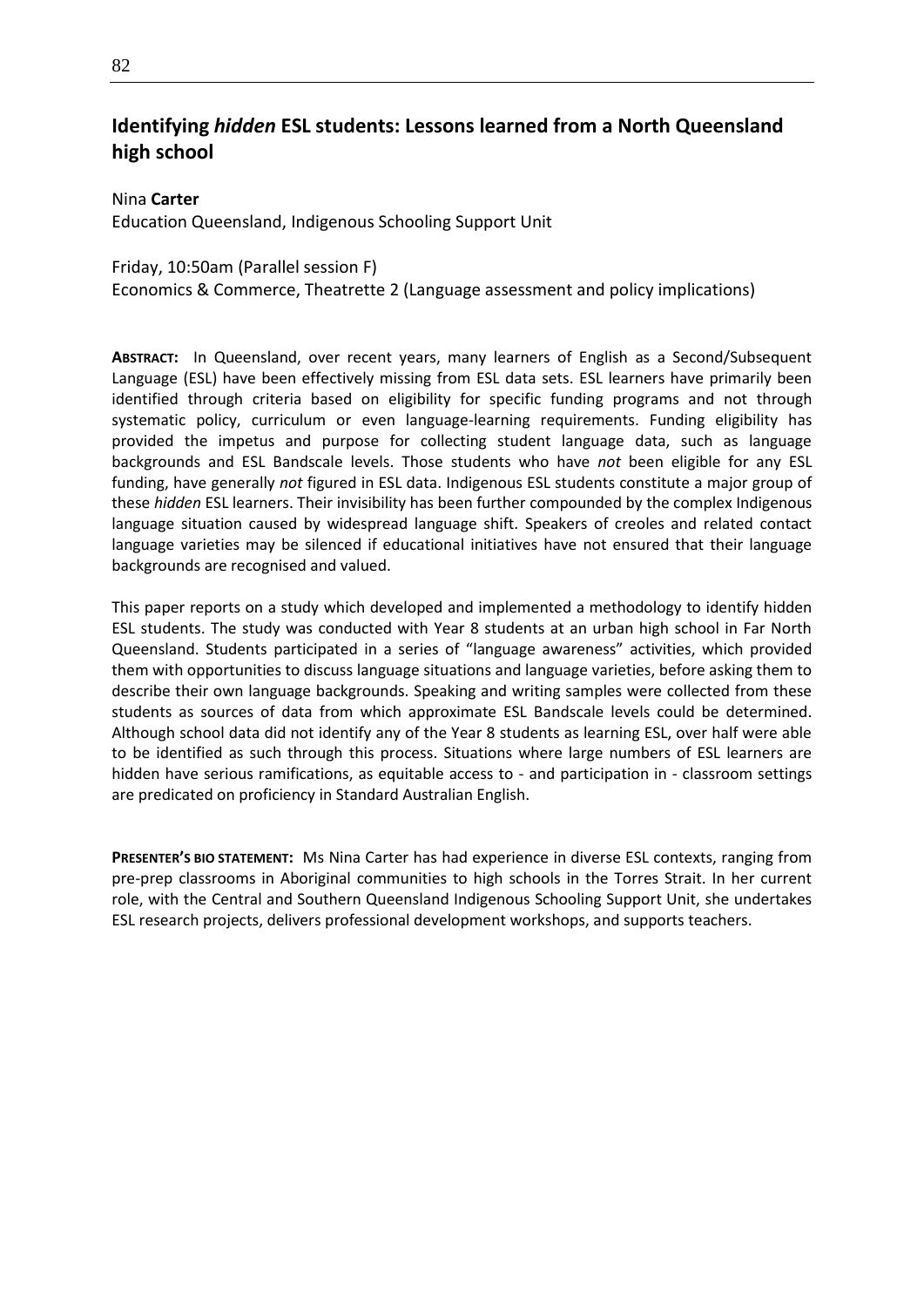## Identifying *hidden* ESL students: Lessons learned from a North Queensland high school

Nina **Carter**

Education Queensland, Indigenous Schooling Support Unit

Friday, 10:50am (Parallel session F)

Economics & Commerce, Theatrette 2 (Language assessment and policy implications)

**ABSTRACT:** In Queensland, over recent years, many learners of English as a Second/Subsequent Language (ESL) have been effectively missing from ESL data sets. ESL learners have primarily been identified through criteria based on eligibility for specific funding programs and not through systematic policy, curriculum or even language-learning requirements. Funding eligibility has provided the impetus and purpose for collecting student language data, such as language backgrounds and ESL Bandscale levels. Those students who have *not* been eligible for any ESL funding, have generally *not* figured in ESL data. Indigenous ESL students constitute a major group of these *hidden* ESL learners. Their invisibility has been further compounded by the complex Indigenous language situation caused by widespread language shift. Speakers of creoles and related contact language varieties may be silenced if educational initiatives have not ensured that their language backgrounds are recognised and valued.

This paper reports on a study which developed and implemented a methodology to identify hidden ESL students. The study was conducted with Year 8 students at an urban high school in Far North Queensland. Students participated in a series of "language awareness" activities, which provided them with opportunities to discuss language situations and language varieties, before asking them to describe their own language backgrounds. Speaking and writing samples were collected from these students as sources of data from which approximate ESL Bandscale levels could be determined. Although school data did not identify any of the Year 8 students as learning ESL, over half were able to be identified as such through this process. Situations where large numbers of ESL learners are hidden have serious ramifications, as equitable access to - and participation in - classroom settings are predicated on proficiency in Standard Australian English.

**PRESENTER'S BIO STATEMENT:** Ms Nina Carter has had experience in diverse ESL contexts, ranging from pre-prep classrooms in Aboriginal communities to high schools in the Torres Strait. In her current role, with the Central and Southern Queensland Indigenous Schooling Support Unit, she undertakes ESL research projects, delivers professional development workshops, and supports teachers.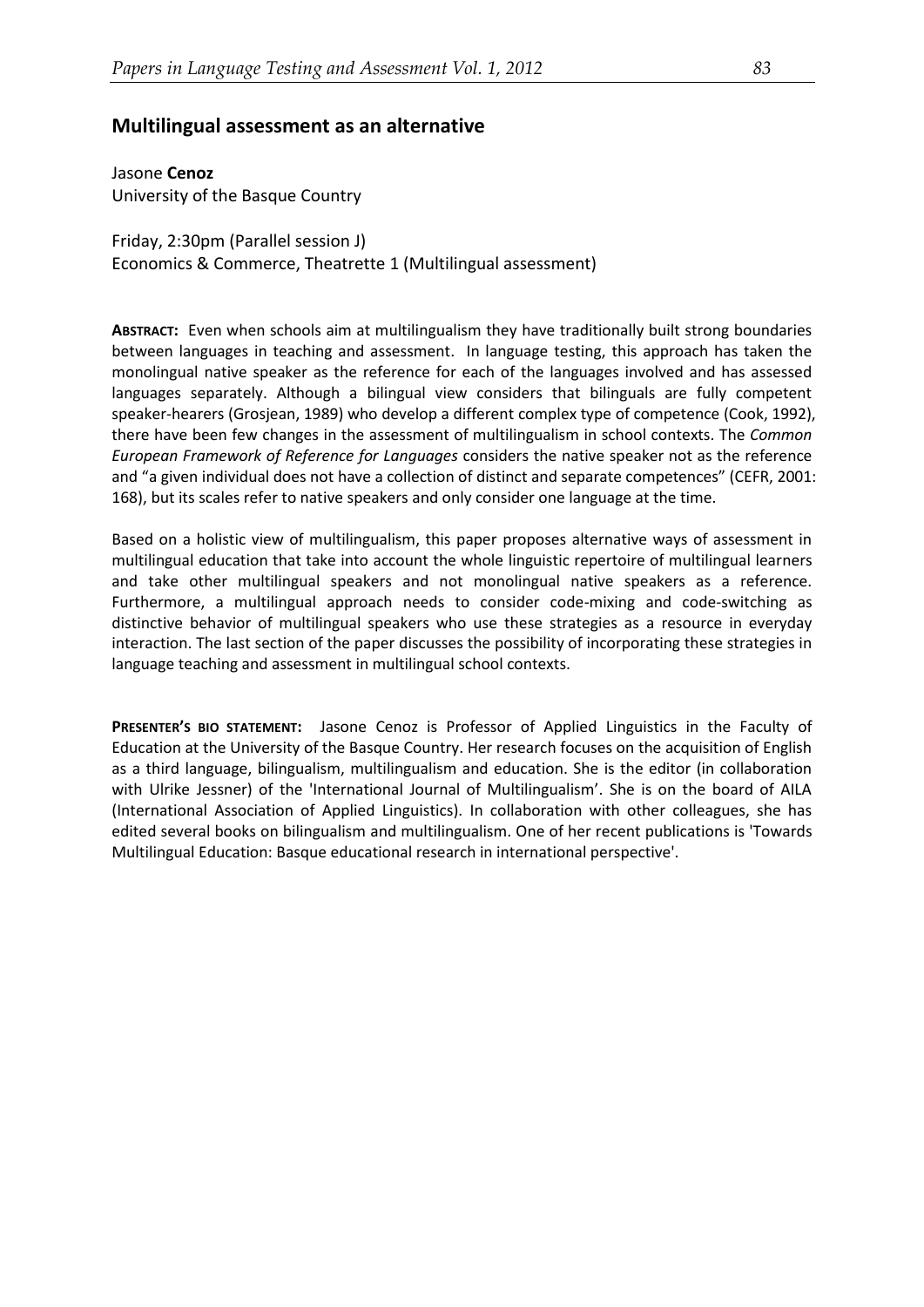## Multilingual assessment as an alternative

Jasone **Cenoz**
University of the Basque Country

Friday, 2:30pm (Parallel session J)
Economics & Commerce, Theatrette 1 (Multilingual assessment)

**ABSTRACT:** Even when schools aim at multilingualism they have traditionally built strong boundaries between languages in teaching and assessment. In language testing, this approach has taken the monolingual native speaker as the reference for each of the languages involved and has assessed languages separately. Although a bilingual view considers that bilinguals are fully competent speaker-hearers (Grosjean, 1989) who develop a different complex type of competence (Cook, 1992), there have been few changes in the assessment of multilingualism in school contexts. The *Common European Framework of Reference for Languages* considers the native speaker not as the reference and "a given individual does not have a collection of distinct and separate competences" (CEFR, 2001: 168), but its scales refer to native speakers and only consider one language at the time.

Based on a holistic view of multilingualism, this paper proposes alternative ways of assessment in multilingual education that take into account the whole linguistic repertoire of multilingual learners and take other multilingual speakers and not monolingual native speakers as a reference. Furthermore, a multilingual approach needs to consider code-mixing and code-switching as distinctive behavior of multilingual speakers who use these strategies as a resource in everyday interaction. The last section of the paper discusses the possibility of incorporating these strategies in language teaching and assessment in multilingual school contexts.

**PRESENTER'S BIO STATEMENT:** Jasone Cenoz is Professor of Applied Linguistics in the Faculty of Education at the University of the Basque Country. Her research focuses on the acquisition of English as a third language, bilingualism, multilingualism and education. She is the editor (in collaboration with Ulrike Jessner) of the 'International Journal of Multilingualism'. She is on the board of AILA (International Association of Applied Linguistics). In collaboration with other colleagues, she has edited several books on bilingualism and multilingualism. One of her recent publications is 'Towards Multilingual Education: Basque educational research in international perspective'.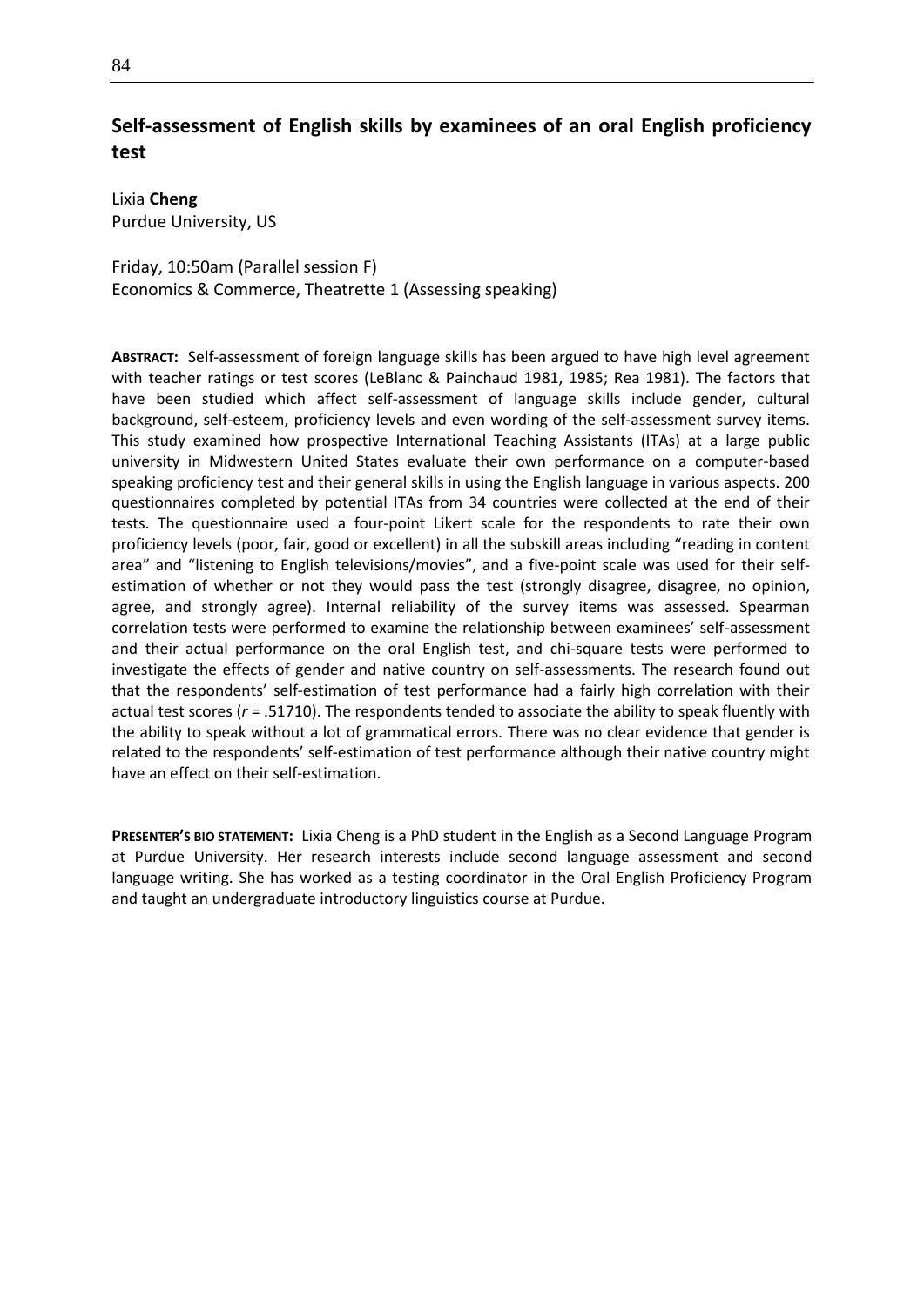## Self-assessment of English skills by examinees of an oral English proficiency test

Lixia **Cheng**
Purdue University, US

Friday, 10:50am (Parallel session F)
Economics & Commerce, Theatrette 1 (Assessing speaking)

**ABSTRACT:** Self-assessment of foreign language skills has been argued to have high level agreement with teacher ratings or test scores (LeBlanc & Painchaud 1981, 1985; Rea 1981). The factors that have been studied which affect self-assessment of language skills include gender, cultural background, self-esteem, proficiency levels and even wording of the self-assessment survey items. This study examined how prospective International Teaching Assistants (ITAs) at a large public university in Midwestern United States evaluate their own performance on a computer-based speaking proficiency test and their general skills in using the English language in various aspects. 200 questionnaires completed by potential ITAs from 34 countries were collected at the end of their tests. The questionnaire used a four-point Likert scale for the respondents to rate their own proficiency levels (poor, fair, good or excellent) in all the subskill areas including "reading in content area" and "listening to English televisions/movies", and a five-point scale was used for their self-estimation of whether or not they would pass the test (strongly disagree, disagree, no opinion, agree, and strongly agree). Internal reliability of the survey items was assessed. Spearman correlation tests were performed to examine the relationship between examinees' self-assessment and their actual performance on the oral English test, and chi-square tests were performed to investigate the effects of gender and native country on self-assessments. The research found out that the respondents' self-estimation of test performance had a fairly high correlation with their actual test scores ($r$ = .51710). The respondents tended to associate the ability to speak fluently with the ability to speak without a lot of grammatical errors. There was no clear evidence that gender is related to the respondents' self-estimation of test performance although their native country might have an effect on their self-estimation.

**PRESENTER'S BIO STATEMENT:** Lixia Cheng is a PhD student in the English as a Second Language Program at Purdue University. Her research interests include second language assessment and second language writing. She has worked as a testing coordinator in the Oral English Proficiency Program and taught an undergraduate introductory linguistics course at Purdue.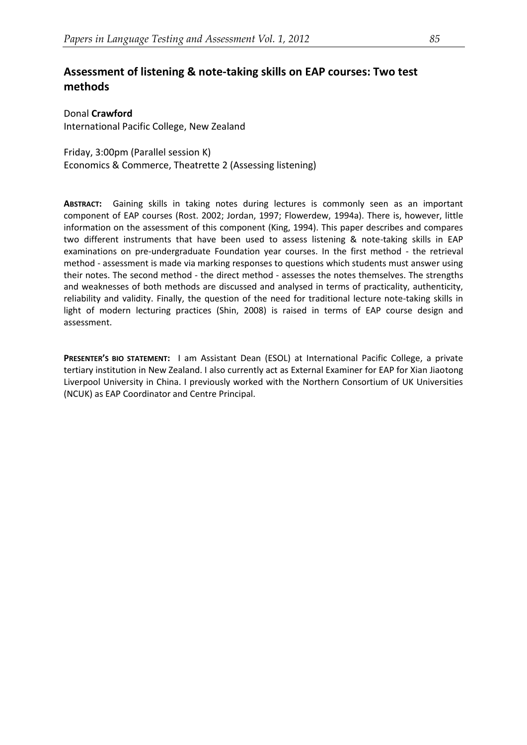## Assessment of listening & note-taking skills on EAP courses: Two test methods

Donal **Crawford**
International Pacific College, New Zealand

Friday, 3:00pm (Parallel session K)
Economics & Commerce, Theatrette 2 (Assessing listening)

**ABSTRACT:** Gaining skills in taking notes during lectures is commonly seen as an important component of EAP courses (Rost. 2002; Jordan, 1997; Flowerdew, 1994a). There is, however, little information on the assessment of this component (King, 1994). This paper describes and compares two different instruments that have been used to assess listening & note-taking skills in EAP examinations on pre-undergraduate Foundation year courses. In the first method - the retrieval method - assessment is made via marking responses to questions which students must answer using their notes. The second method - the direct method - assesses the notes themselves. The strengths and weaknesses of both methods are discussed and analysed in terms of practicality, authenticity, reliability and validity. Finally, the question of the need for traditional lecture note-taking skills in light of modern lecturing practices (Shin, 2008) is raised in terms of EAP course design and assessment.

**PRESENTER'S BIO STATEMENT:** I am Assistant Dean (ESOL) at International Pacific College, a private tertiary institution in New Zealand. I also currently act as External Examiner for EAP for Xian Jiaotong Liverpool University in China. I previously worked with the Northern Consortium of UK Universities (NCUK) as EAP Coordinator and Centre Principal.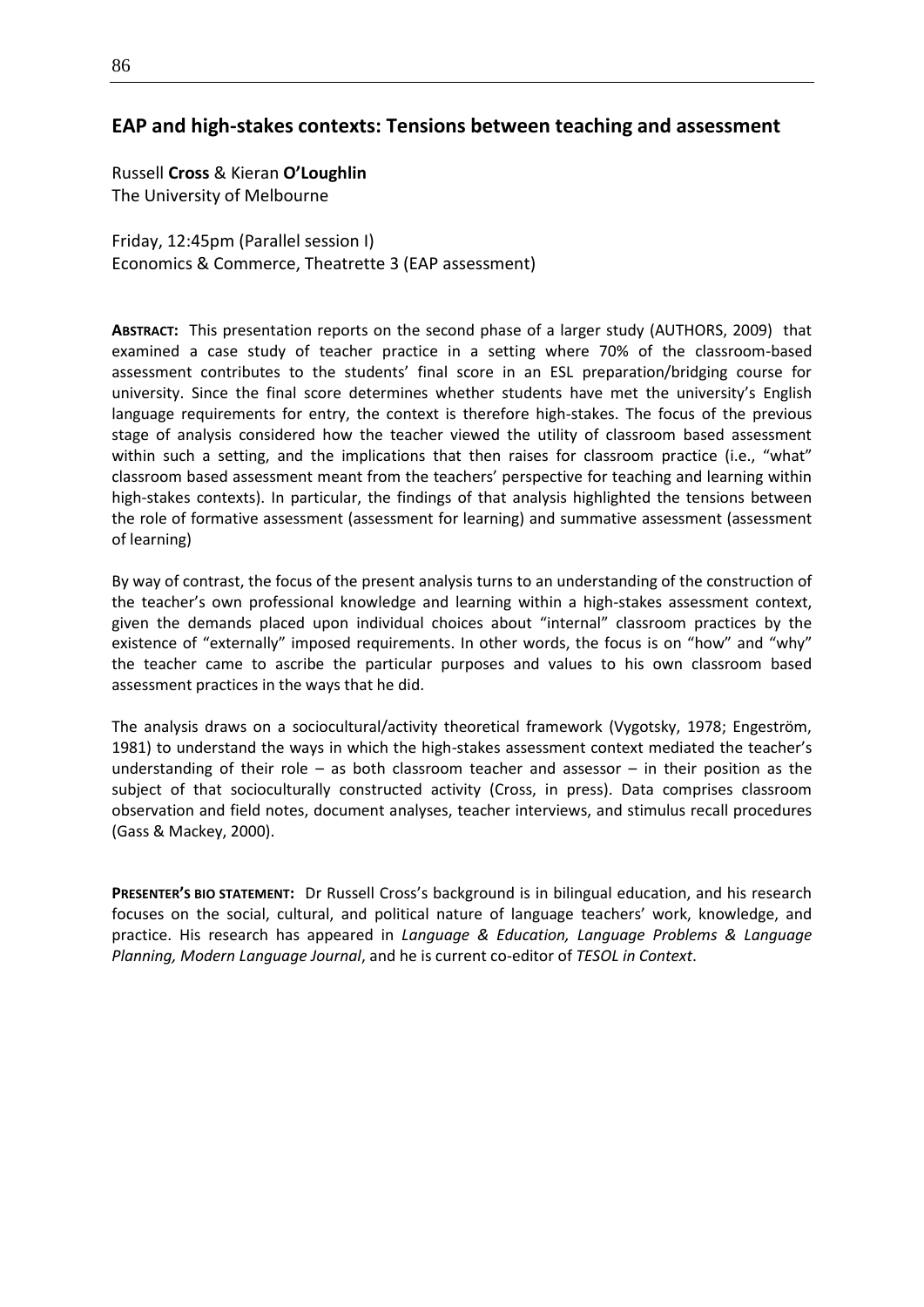## EAP and high-stakes contexts: Tensions between teaching and assessment

Russell **Cross** & Kieran **O'Loughlin**
The University of Melbourne

Friday, 12:45pm (Parallel session I)
Economics & Commerce, Theatrette 3 (EAP assessment)

**ABSTRACT:** This presentation reports on the second phase of a larger study (AUTHORS, 2009) that examined a case study of teacher practice in a setting where 70% of the classroom-based assessment contributes to the students' final score in an ESL preparation/bridging course for university. Since the final score determines whether students have met the university's English language requirements for entry, the context is therefore high-stakes. The focus of the previous stage of analysis considered how the teacher viewed the utility of classroom based assessment within such a setting, and the implications that then raises for classroom practice (i.e., "what" classroom based assessment meant from the teachers' perspective for teaching and learning within high-stakes contexts). In particular, the findings of that analysis highlighted the tensions between the role of formative assessment (assessment for learning) and summative assessment (assessment of learning)

By way of contrast, the focus of the present analysis turns to an understanding of the construction of the teacher's own professional knowledge and learning within a high-stakes assessment context, given the demands placed upon individual choices about "internal" classroom practices by the existence of "externally" imposed requirements. In other words, the focus is on "how" and "why" the teacher came to ascribe the particular purposes and values to his own classroom based assessment practices in the ways that he did.

The analysis draws on a sociocultural/activity theoretical framework (Vygotsky, 1978; Engeström, 1981) to understand the ways in which the high-stakes assessment context mediated the teacher's understanding of their role – as both classroom teacher and assessor – in their position as the subject of that socioculturally constructed activity (Cross, in press). Data comprises classroom observation and field notes, document analyses, teacher interviews, and stimulus recall procedures (Gass & Mackey, 2000).

**PRESENTER'S BIO STATEMENT:** Dr Russell Cross's background is in bilingual education, and his research focuses on the social, cultural, and political nature of language teachers' work, knowledge, and practice. His research has appeared in *Language & Education, Language Problems & Language Planning, Modern Language Journal*, and he is current co-editor of *TESOL in Context*.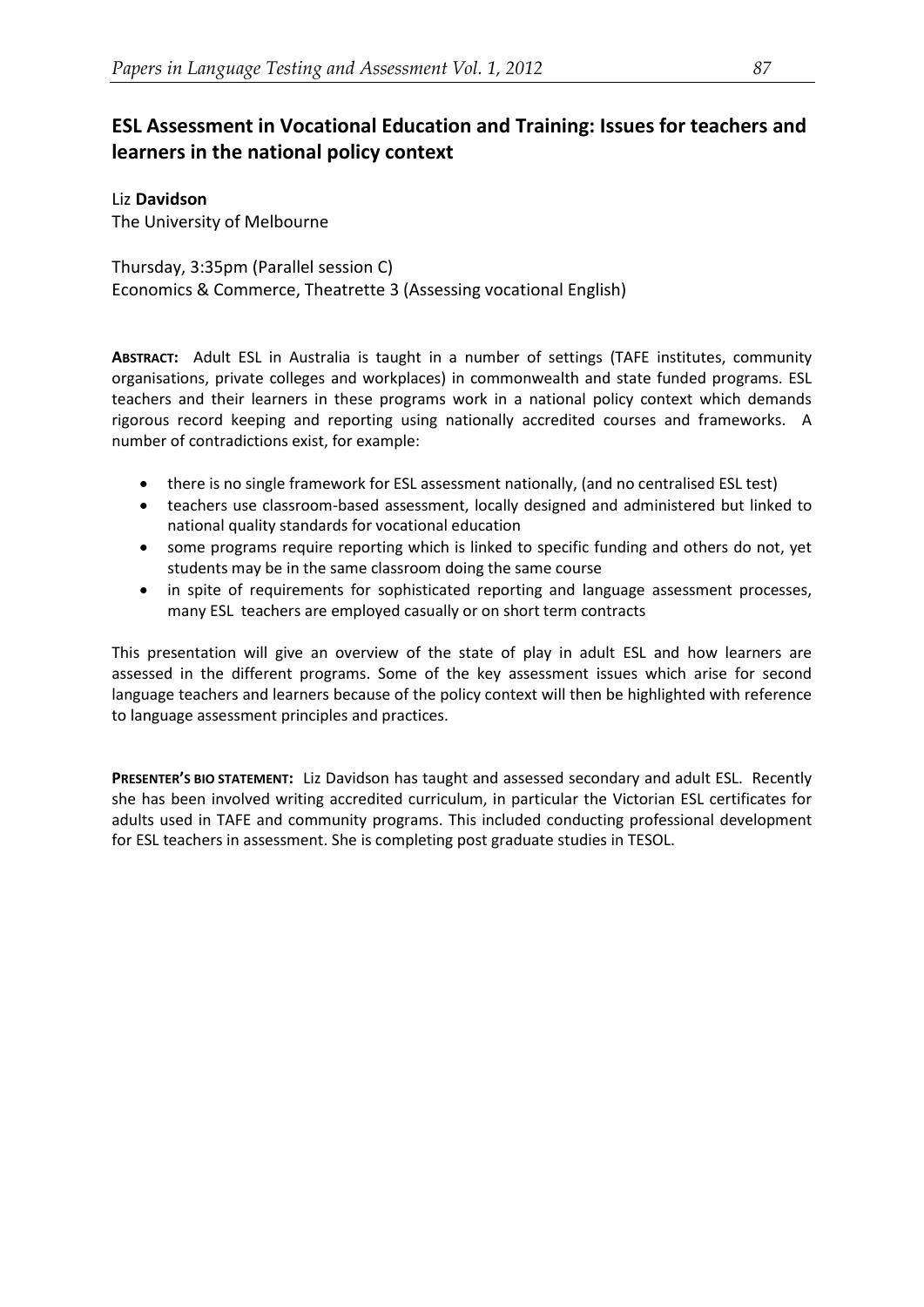## ESL Assessment in Vocational Education and Training: Issues for teachers and learners in the national policy context

Liz **Davidson**
The University of Melbourne

Thursday, 3:35pm (Parallel session C)
Economics & Commerce, Theatrette 3 (Assessing vocational English)

**ABSTRACT:** Adult ESL in Australia is taught in a number of settings (TAFE institutes, community organisations, private colleges and workplaces) in commonwealth and state funded programs. ESL teachers and their learners in these programs work in a national policy context which demands rigorous record keeping and reporting using nationally accredited courses and frameworks. A number of contradictions exist, for example:

- there is no single framework for ESL assessment nationally, (and no centralised ESL test)
- teachers use classroom-based assessment, locally designed and administered but linked to national quality standards for vocational education
- some programs require reporting which is linked to specific funding and others do not, yet students may be in the same classroom doing the same course
- in spite of requirements for sophisticated reporting and language assessment processes, many ESL teachers are employed casually or on short term contracts

This presentation will give an overview of the state of play in adult ESL and how learners are assessed in the different programs. Some of the key assessment issues which arise for second language teachers and learners because of the policy context will then be highlighted with reference to language assessment principles and practices.

**PRESENTER'S BIO STATEMENT:** Liz Davidson has taught and assessed secondary and adult ESL. Recently she has been involved writing accredited curriculum, in particular the Victorian ESL certificates for adults used in TAFE and community programs. This included conducting professional development for ESL teachers in assessment. She is completing post graduate studies in TESOL.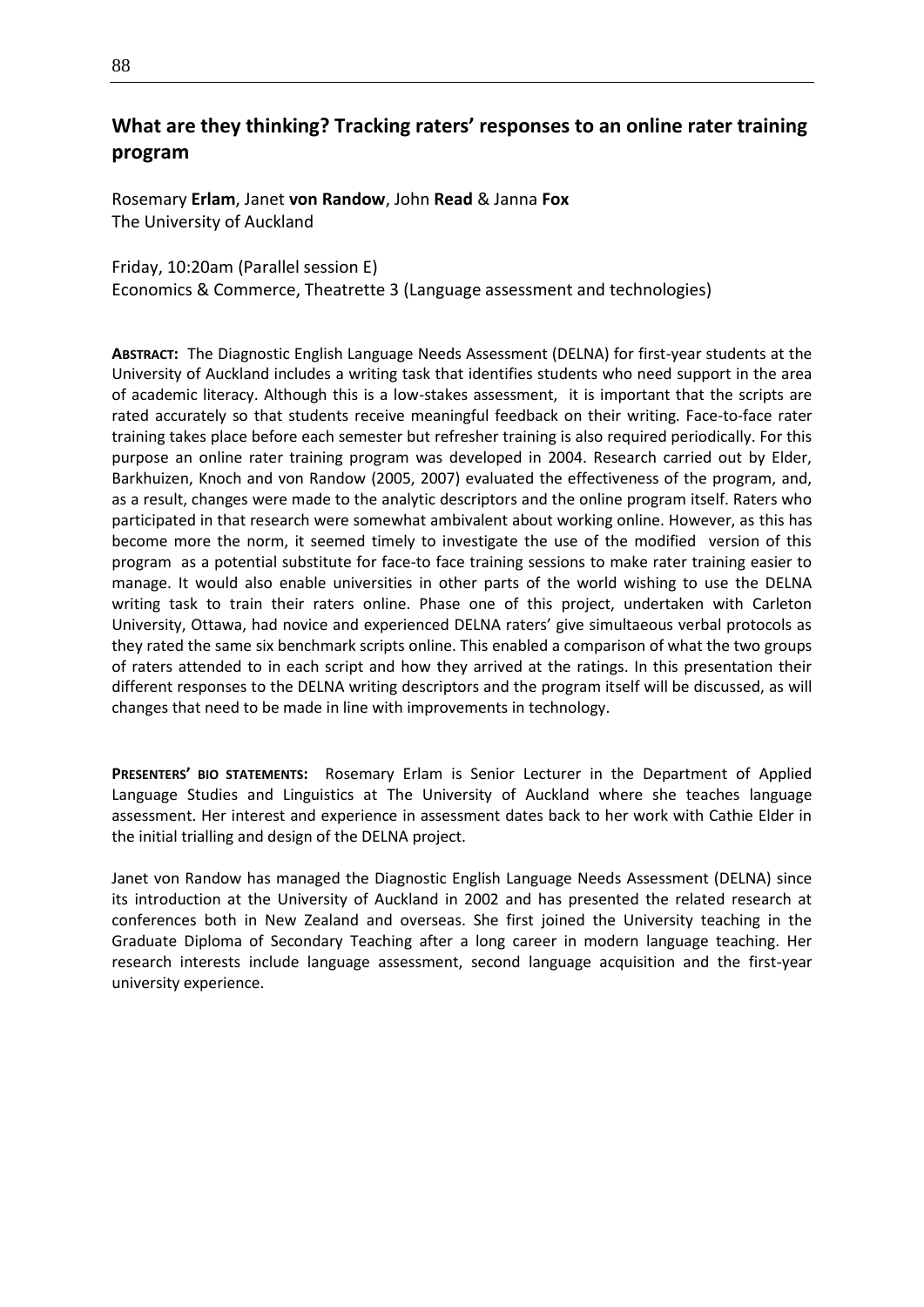## What are they thinking? Tracking raters' responses to an online rater training program

Rosemary **Erlam**, Janet **von Randow**, John **Read** & Janna **Fox**
The University of Auckland

Friday, 10:20am (Parallel session E)
Economics & Commerce, Theatrette 3 (Language assessment and technologies)

**ABSTRACT:** The Diagnostic English Language Needs Assessment (DELNA) for first-year students at the University of Auckland includes a writing task that identifies students who need support in the area of academic literacy. Although this is a low-stakes assessment, it is important that the scripts are rated accurately so that students receive meaningful feedback on their writing. Face-to-face rater training takes place before each semester but refresher training is also required periodically. For this purpose an online rater training program was developed in 2004. Research carried out by Elder, Barkhuizen, Knoch and von Randow (2005, 2007) evaluated the effectiveness of the program, and, as a result, changes were made to the analytic descriptors and the online program itself. Raters who participated in that research were somewhat ambivalent about working online. However, as this has become more the norm, it seemed timely to investigate the use of the modified version of this program as a potential substitute for face-to face training sessions to make rater training easier to manage. It would also enable universities in other parts of the world wishing to use the DELNA writing task to train their raters online. Phase one of this project, undertaken with Carleton University, Ottawa, had novice and experienced DELNA raters' give simultaeous verbal protocols as they rated the same six benchmark scripts online. This enabled a comparison of what the two groups of raters attended to in each script and how they arrived at the ratings. In this presentation their different responses to the DELNA writing descriptors and the program itself will be discussed, as will changes that need to be made in line with improvements in technology.

**PRESENTERS' BIO STATEMENTS:** Rosemary Erlam is Senior Lecturer in the Department of Applied Language Studies and Linguistics at The University of Auckland where she teaches language assessment. Her interest and experience in assessment dates back to her work with Cathie Elder in the initial trialling and design of the DELNA project.

Janet von Randow has managed the Diagnostic English Language Needs Assessment (DELNA) since its introduction at the University of Auckland in 2002 and has presented the related research at conferences both in New Zealand and overseas. She first joined the University teaching in the Graduate Diploma of Secondary Teaching after a long career in modern language teaching. Her research interests include language assessment, second language acquisition and the first-year university experience.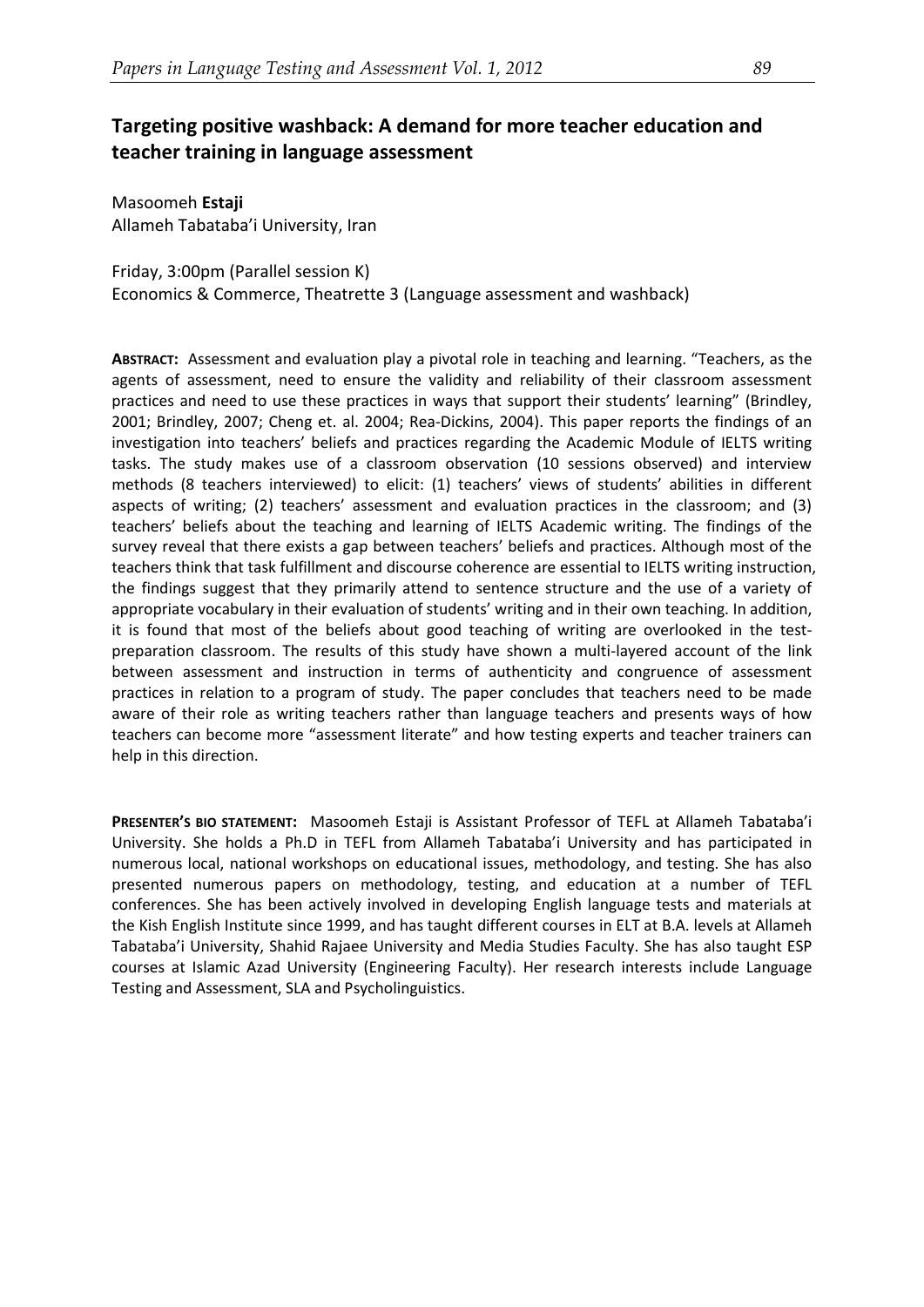## Targeting positive washback: A demand for more teacher education and teacher training in language assessment

Masoomeh **Estaji**
Allameh Tabataba'i University, Iran

Friday, 3:00pm (Parallel session K)
Economics & Commerce, Theatrette 3 (Language assessment and washback)

**ABSTRACT:** Assessment and evaluation play a pivotal role in teaching and learning. "Teachers, as the agents of assessment, need to ensure the validity and reliability of their classroom assessment practices and need to use these practices in ways that support their students' learning" (Brindley, 2001; Brindley, 2007; Cheng et. al. 2004; Rea-Dickins, 2004). This paper reports the findings of an investigation into teachers' beliefs and practices regarding the Academic Module of IELTS writing tasks. The study makes use of a classroom observation (10 sessions observed) and interview methods (8 teachers interviewed) to elicit: (1) teachers' views of students' abilities in different aspects of writing; (2) teachers' assessment and evaluation practices in the classroom; and (3) teachers' beliefs about the teaching and learning of IELTS Academic writing. The findings of the survey reveal that there exists a gap between teachers' beliefs and practices. Although most of the teachers think that task fulfillment and discourse coherence are essential to IELTS writing instruction, the findings suggest that they primarily attend to sentence structure and the use of a variety of appropriate vocabulary in their evaluation of students' writing and in their own teaching. In addition, it is found that most of the beliefs about good teaching of writing are overlooked in the test-preparation classroom. The results of this study have shown a multi-layered account of the link between assessment and instruction in terms of authenticity and congruence of assessment practices in relation to a program of study. The paper concludes that teachers need to be made aware of their role as writing teachers rather than language teachers and presents ways of how teachers can become more "assessment literate" and how testing experts and teacher trainers can help in this direction.

**PRESENTER'S BIO STATEMENT:** Masoomeh Estaji is Assistant Professor of TEFL at Allameh Tabataba'i University. She holds a Ph.D in TEFL from Allameh Tabataba'i University and has participated in numerous local, national workshops on educational issues, methodology, and testing. She has also presented numerous papers on methodology, testing, and education at a number of TEFL conferences. She has been actively involved in developing English language tests and materials at the Kish English Institute since 1999, and has taught different courses in ELT at B.A. levels at Allameh Tabataba'i University, Shahid Rajaee University and Media Studies Faculty. She has also taught ESP courses at Islamic Azad University (Engineering Faculty). Her research interests include Language Testing and Assessment, SLA and Psycholinguistics.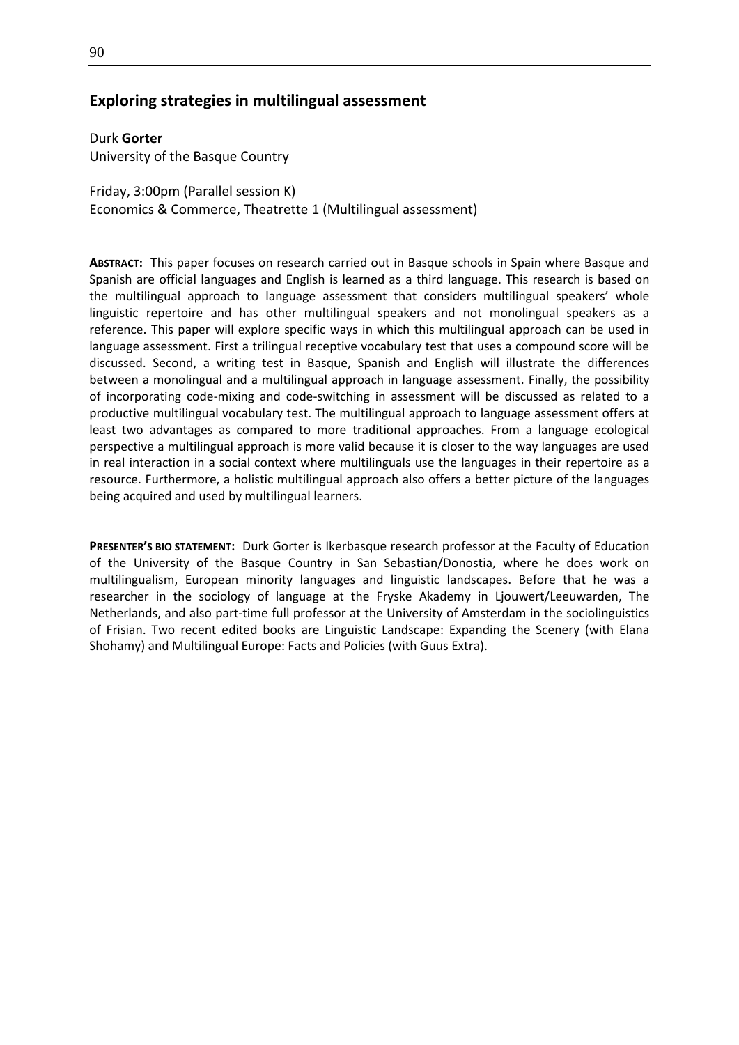## Exploring strategies in multilingual assessment

Durk **Gorter**
University of the Basque Country

Friday, 3:00pm (Parallel session K)
Economics & Commerce, Theatrette 1 (Multilingual assessment)

**ABSTRACT:** This paper focuses on research carried out in Basque schools in Spain where Basque and Spanish are official languages and English is learned as a third language. This research is based on the multilingual approach to language assessment that considers multilingual speakers' whole linguistic repertoire and has other multilingual speakers and not monolingual speakers as a reference. This paper will explore specific ways in which this multilingual approach can be used in language assessment. First a trilingual receptive vocabulary test that uses a compound score will be discussed. Second, a writing test in Basque, Spanish and English will illustrate the differences between a monolingual and a multilingual approach in language assessment. Finally, the possibility of incorporating code-mixing and code-switching in assessment will be discussed as related to a productive multilingual vocabulary test. The multilingual approach to language assessment offers at least two advantages as compared to more traditional approaches. From a language ecological perspective a multilingual approach is more valid because it is closer to the way languages are used in real interaction in a social context where multilinguals use the languages in their repertoire as a resource. Furthermore, a holistic multilingual approach also offers a better picture of the languages being acquired and used by multilingual learners.

**PRESENTER'S BIO STATEMENT:** Durk Gorter is Ikerbasque research professor at the Faculty of Education of the University of the Basque Country in San Sebastian/Donostia, where he does work on multilingualism, European minority languages and linguistic landscapes. Before that he was a researcher in the sociology of language at the Fryske Akademy in Ljouwert/Leeuwarden, The Netherlands, and also part-time full professor at the University of Amsterdam in the sociolinguistics of Frisian. Two recent edited books are Linguistic Landscape: Expanding the Scenery (with Elana Shohamy) and Multilingual Europe: Facts and Policies (with Guus Extra).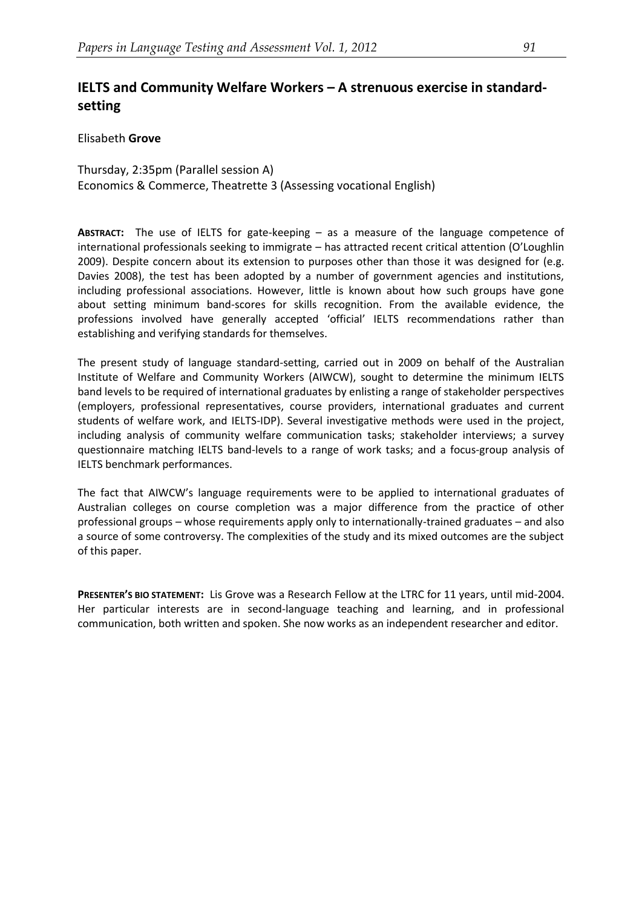## IELTS and Community Welfare Workers – A strenuous exercise in standard-setting

Elisabeth **Grove**

Thursday, 2:35pm (Parallel session A)
Economics & Commerce, Theatrette 3 (Assessing vocational English)

**ABSTRACT:** The use of IELTS for gate-keeping – as a measure of the language competence of international professionals seeking to immigrate – has attracted recent critical attention (O'Loughlin 2009). Despite concern about its extension to purposes other than those it was designed for (e.g. Davies 2008), the test has been adopted by a number of government agencies and institutions, including professional associations. However, little is known about how such groups have gone about setting minimum band-scores for skills recognition. From the available evidence, the professions involved have generally accepted 'official' IELTS recommendations rather than establishing and verifying standards for themselves.

The present study of language standard-setting, carried out in 2009 on behalf of the Australian Institute of Welfare and Community Workers (AIWCW), sought to determine the minimum IELTS band levels to be required of international graduates by enlisting a range of stakeholder perspectives (employers, professional representatives, course providers, international graduates and current students of welfare work, and IELTS-IDP). Several investigative methods were used in the project, including analysis of community welfare communication tasks; stakeholder interviews; a survey questionnaire matching IELTS band-levels to a range of work tasks; and a focus-group analysis of IELTS benchmark performances.

The fact that AIWCW's language requirements were to be applied to international graduates of Australian colleges on course completion was a major difference from the practice of other professional groups – whose requirements apply only to internationally-trained graduates – and also a source of some controversy. The complexities of the study and its mixed outcomes are the subject of this paper.

**PRESENTER'S BIO STATEMENT:** Lis Grove was a Research Fellow at the LTRC for 11 years, until mid-2004. Her particular interests are in second-language teaching and learning, and in professional communication, both written and spoken. She now works as an independent researcher and editor.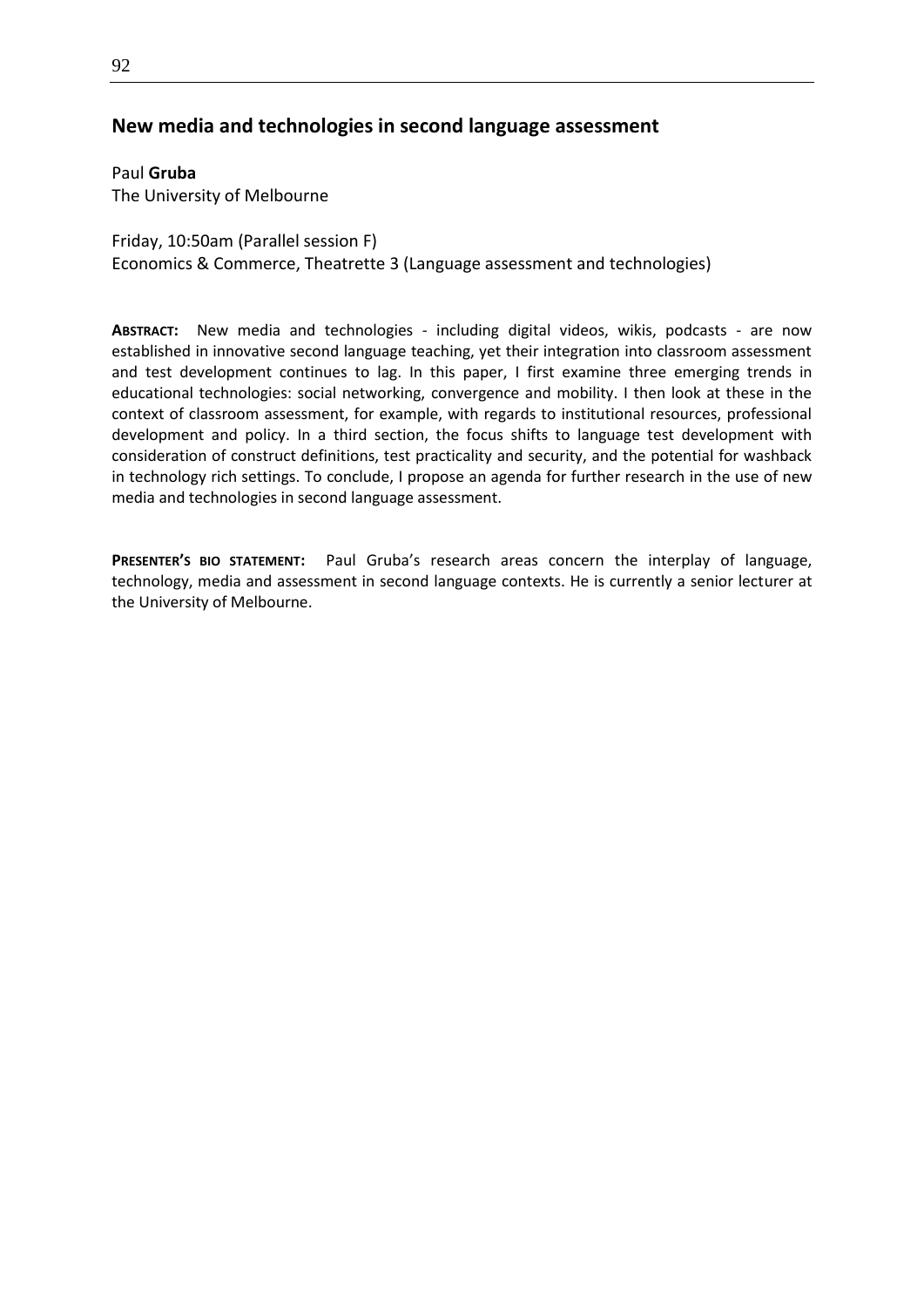## New media and technologies in second language assessment

Paul **Gruba**
The University of Melbourne

Friday, 10:50am (Parallel session F)
Economics & Commerce, Theatrette 3 (Language assessment and technologies)

**ABSTRACT:** New media and technologies - including digital videos, wikis, podcasts - are now established in innovative second language teaching, yet their integration into classroom assessment and test development continues to lag. In this paper, I first examine three emerging trends in educational technologies: social networking, convergence and mobility. I then look at these in the context of classroom assessment, for example, with regards to institutional resources, professional development and policy. In a third section, the focus shifts to language test development with consideration of construct definitions, test practicality and security, and the potential for washback in technology rich settings. To conclude, I propose an agenda for further research in the use of new media and technologies in second language assessment.

**PRESENTER'S BIO STATEMENT:** Paul Gruba's research areas concern the interplay of language, technology, media and assessment in second language contexts. He is currently a senior lecturer at the University of Melbourne.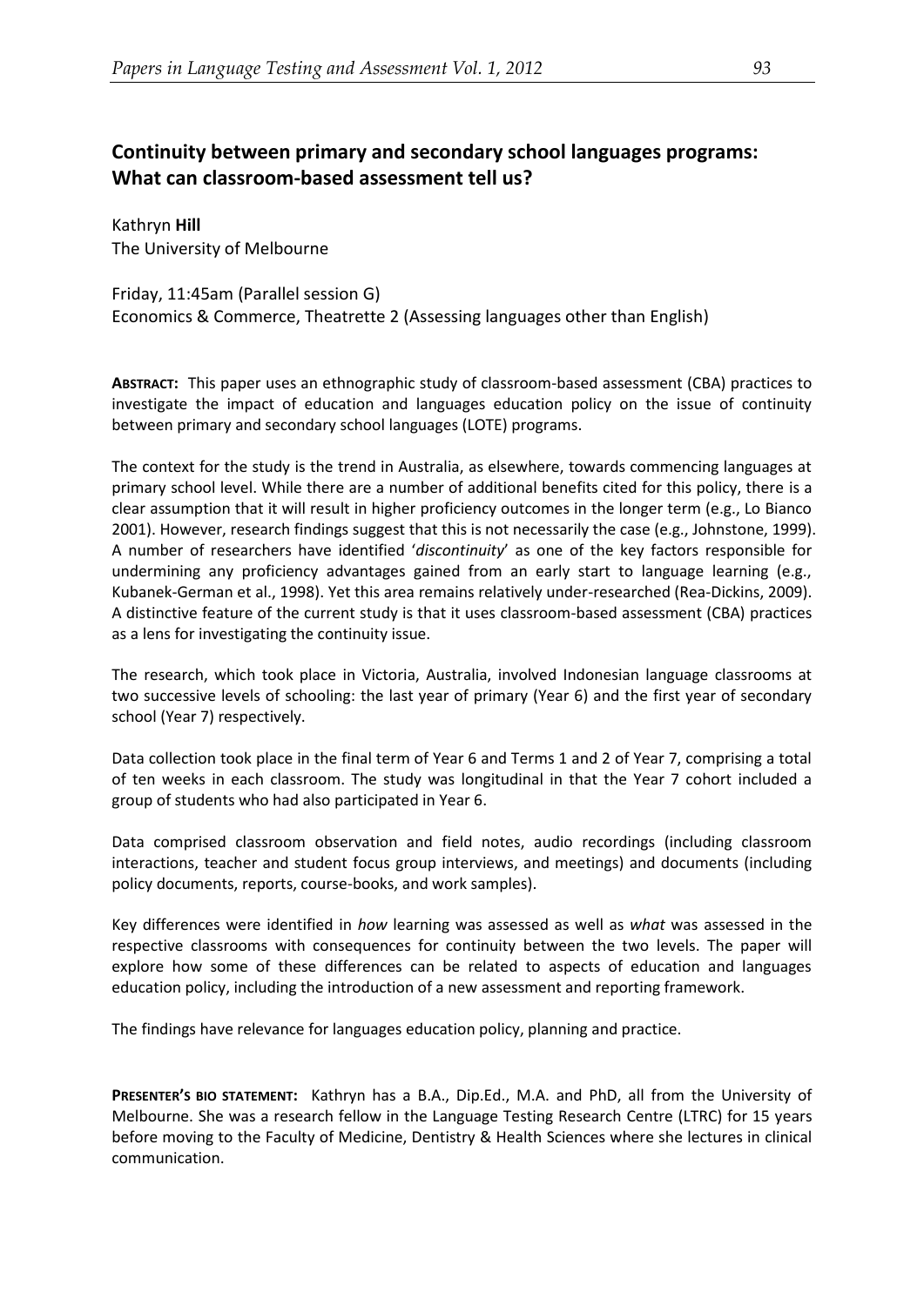## Continuity between primary and secondary school languages programs: What can classroom-based assessment tell us?

Kathryn **Hill**
The University of Melbourne

Friday, 11:45am (Parallel session G)
Economics & Commerce, Theatrette 2 (Assessing languages other than English)

**ABSTRACT:** This paper uses an ethnographic study of classroom-based assessment (CBA) practices to investigate the impact of education and languages education policy on the issue of continuity between primary and secondary school languages (LOTE) programs.

The context for the study is the trend in Australia, as elsewhere, towards commencing languages at primary school level. While there are a number of additional benefits cited for this policy, there is a clear assumption that it will result in higher proficiency outcomes in the longer term (e.g., Lo Bianco 2001). However, research findings suggest that this is not necessarily the case (e.g., Johnstone, 1999). A number of researchers have identified '*discontinuity*' as one of the key factors responsible for undermining any proficiency advantages gained from an early start to language learning (e.g., Kubanek-German et al., 1998). Yet this area remains relatively under-researched (Rea-Dickins, 2009). A distinctive feature of the current study is that it uses classroom-based assessment (CBA) practices as a lens for investigating the continuity issue.

The research, which took place in Victoria, Australia, involved Indonesian language classrooms at two successive levels of schooling: the last year of primary (Year 6) and the first year of secondary school (Year 7) respectively.

Data collection took place in the final term of Year 6 and Terms 1 and 2 of Year 7, comprising a total of ten weeks in each classroom. The study was longitudinal in that the Year 7 cohort included a group of students who had also participated in Year 6.

Data comprised classroom observation and field notes, audio recordings (including classroom interactions, teacher and student focus group interviews, and meetings) and documents (including policy documents, reports, course-books, and work samples).

Key differences were identified in *how* learning was assessed as well as *what* was assessed in the respective classrooms with consequences for continuity between the two levels. The paper will explore how some of these differences can be related to aspects of education and languages education policy, including the introduction of a new assessment and reporting framework.

The findings have relevance for languages education policy, planning and practice.

**PRESENTER'S BIO STATEMENT:** Kathryn has a B.A., Dip.Ed., M.A. and PhD, all from the University of Melbourne. She was a research fellow in the Language Testing Research Centre (LTRC) for 15 years before moving to the Faculty of Medicine, Dentistry & Health Sciences where she lectures in clinical communication.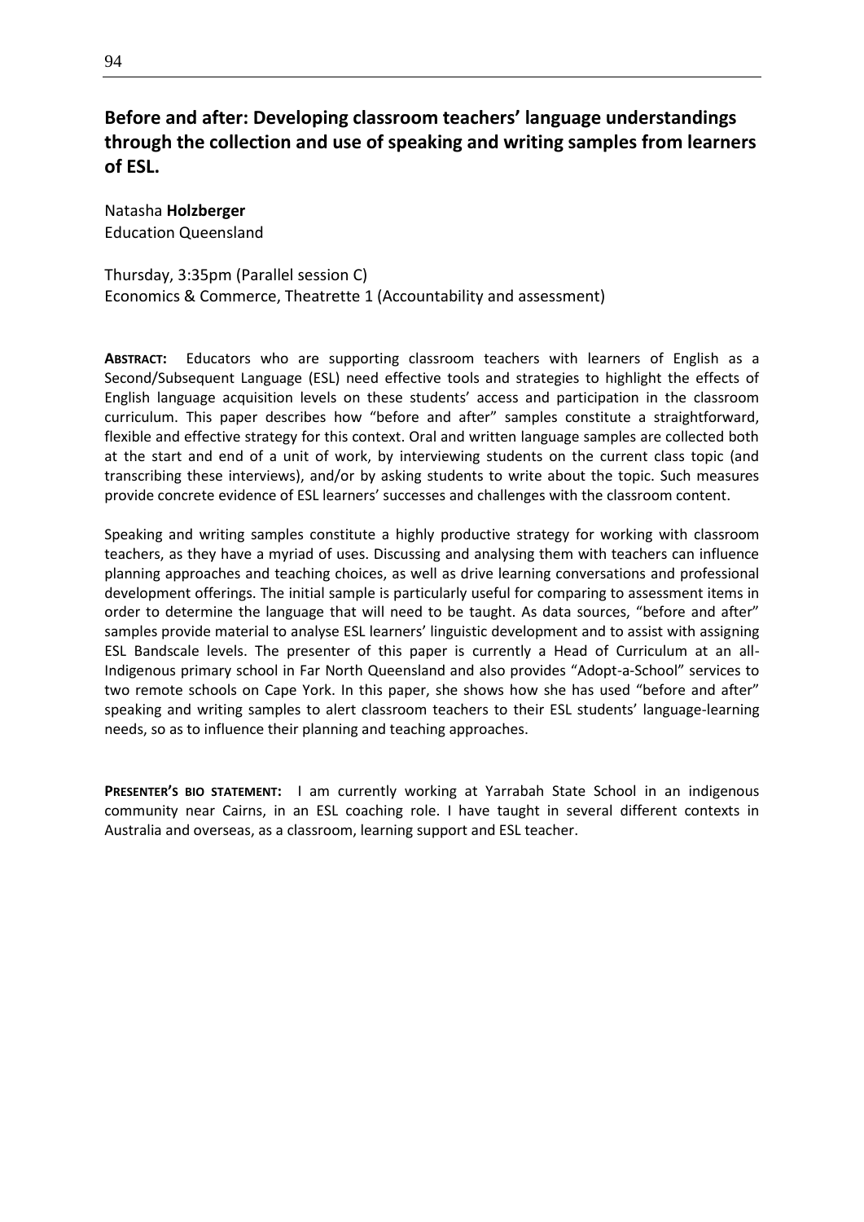## Before and after: Developing classroom teachers' language understandings through the collection and use of speaking and writing samples from learners of ESL.

Natasha **Holzberger**
Education Queensland

Thursday, 3:35pm (Parallel session C)
Economics & Commerce, Theatrette 1 (Accountability and assessment)

**ABSTRACT:** Educators who are supporting classroom teachers with learners of English as a Second/Subsequent Language (ESL) need effective tools and strategies to highlight the effects of English language acquisition levels on these students' access and participation in the classroom curriculum. This paper describes how "before and after" samples constitute a straightforward, flexible and effective strategy for this context. Oral and written language samples are collected both at the start and end of a unit of work, by interviewing students on the current class topic (and transcribing these interviews), and/or by asking students to write about the topic. Such measures provide concrete evidence of ESL learners' successes and challenges with the classroom content.

Speaking and writing samples constitute a highly productive strategy for working with classroom teachers, as they have a myriad of uses. Discussing and analysing them with teachers can influence planning approaches and teaching choices, as well as drive learning conversations and professional development offerings. The initial sample is particularly useful for comparing to assessment items in order to determine the language that will need to be taught. As data sources, "before and after" samples provide material to analyse ESL learners' linguistic development and to assist with assigning ESL Bandscale levels. The presenter of this paper is currently a Head of Curriculum at an all-Indigenous primary school in Far North Queensland and also provides "Adopt-a-School" services to two remote schools on Cape York. In this paper, she shows how she has used "before and after" speaking and writing samples to alert classroom teachers to their ESL students' language-learning needs, so as to influence their planning and teaching approaches.

**PRESENTER'S BIO STATEMENT:** I am currently working at Yarrabah State School in an indigenous community near Cairns, in an ESL coaching role. I have taught in several different contexts in Australia and overseas, as a classroom, learning support and ESL teacher.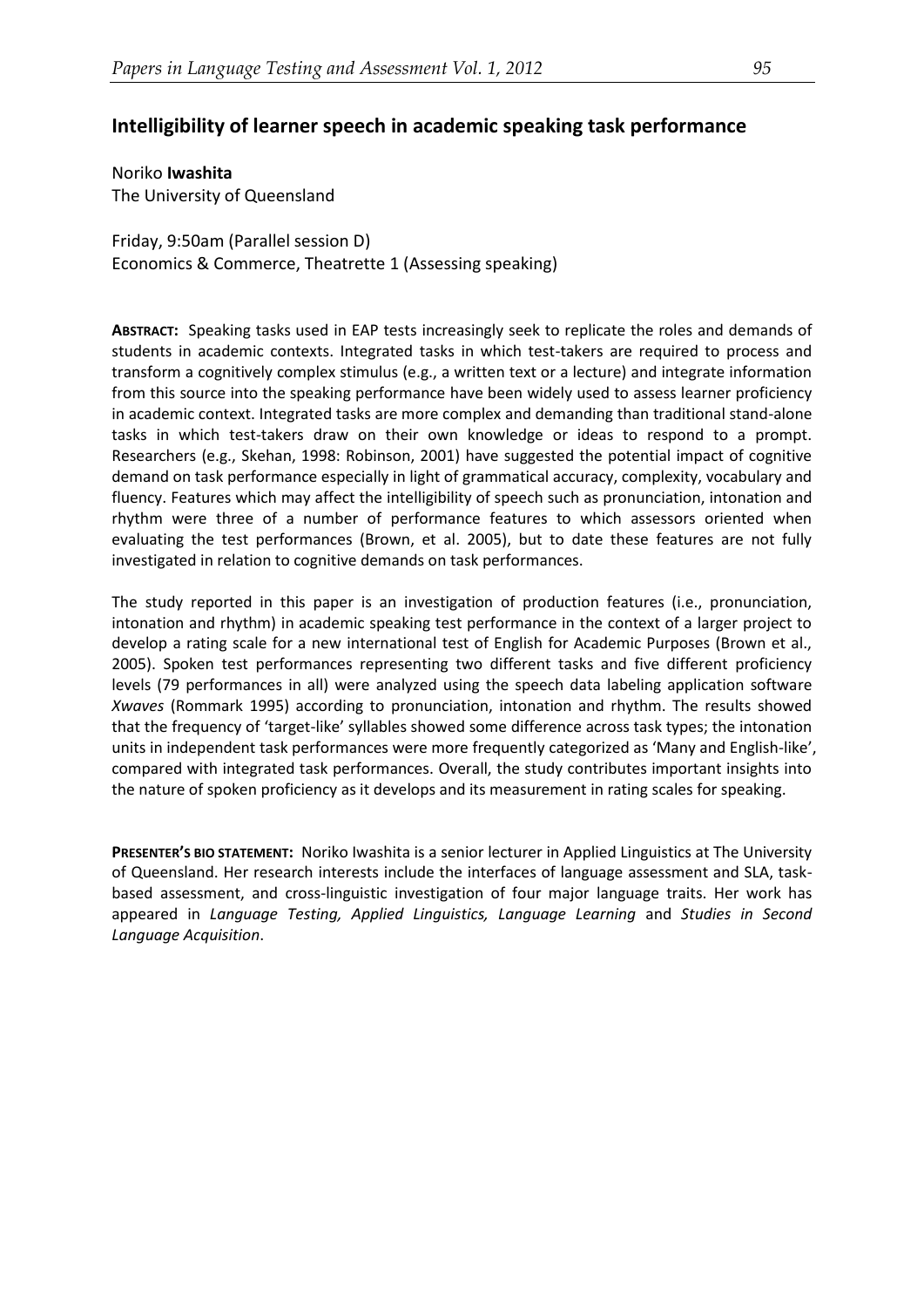## Intelligibility of learner speech in academic speaking task performance

Noriko **Iwashita**
The University of Queensland

Friday, 9:50am (Parallel session D)
Economics & Commerce, Theatrette 1 (Assessing speaking)

**ABSTRACT:** Speaking tasks used in EAP tests increasingly seek to replicate the roles and demands of students in academic contexts. Integrated tasks in which test-takers are required to process and transform a cognitively complex stimulus (e.g., a written text or a lecture) and integrate information from this source into the speaking performance have been widely used to assess learner proficiency in academic context. Integrated tasks are more complex and demanding than traditional stand-alone tasks in which test-takers draw on their own knowledge or ideas to respond to a prompt. Researchers (e.g., Skehan, 1998: Robinson, 2001) have suggested the potential impact of cognitive demand on task performance especially in light of grammatical accuracy, complexity, vocabulary and fluency. Features which may affect the intelligibility of speech such as pronunciation, intonation and rhythm were three of a number of performance features to which assessors oriented when evaluating the test performances (Brown, et al. 2005), but to date these features are not fully investigated in relation to cognitive demands on task performances.

The study reported in this paper is an investigation of production features (i.e., pronunciation, intonation and rhythm) in academic speaking test performance in the context of a larger project to develop a rating scale for a new international test of English for Academic Purposes (Brown et al., 2005). Spoken test performances representing two different tasks and five different proficiency levels (79 performances in all) were analyzed using the speech data labeling application software *Xwaves* (Rommark 1995) according to pronunciation, intonation and rhythm. The results showed that the frequency of 'target-like' syllables showed some difference across task types; the intonation units in independent task performances were more frequently categorized as 'Many and English-like', compared with integrated task performances. Overall, the study contributes important insights into the nature of spoken proficiency as it develops and its measurement in rating scales for speaking.

**PRESENTER'S BIO STATEMENT:** Noriko Iwashita is a senior lecturer in Applied Linguistics at The University of Queensland. Her research interests include the interfaces of language assessment and SLA, task-based assessment, and cross-linguistic investigation of four major language traits. Her work has appeared in *Language Testing, Applied Linguistics, Language Learning* and *Studies in Second Language Acquisition*.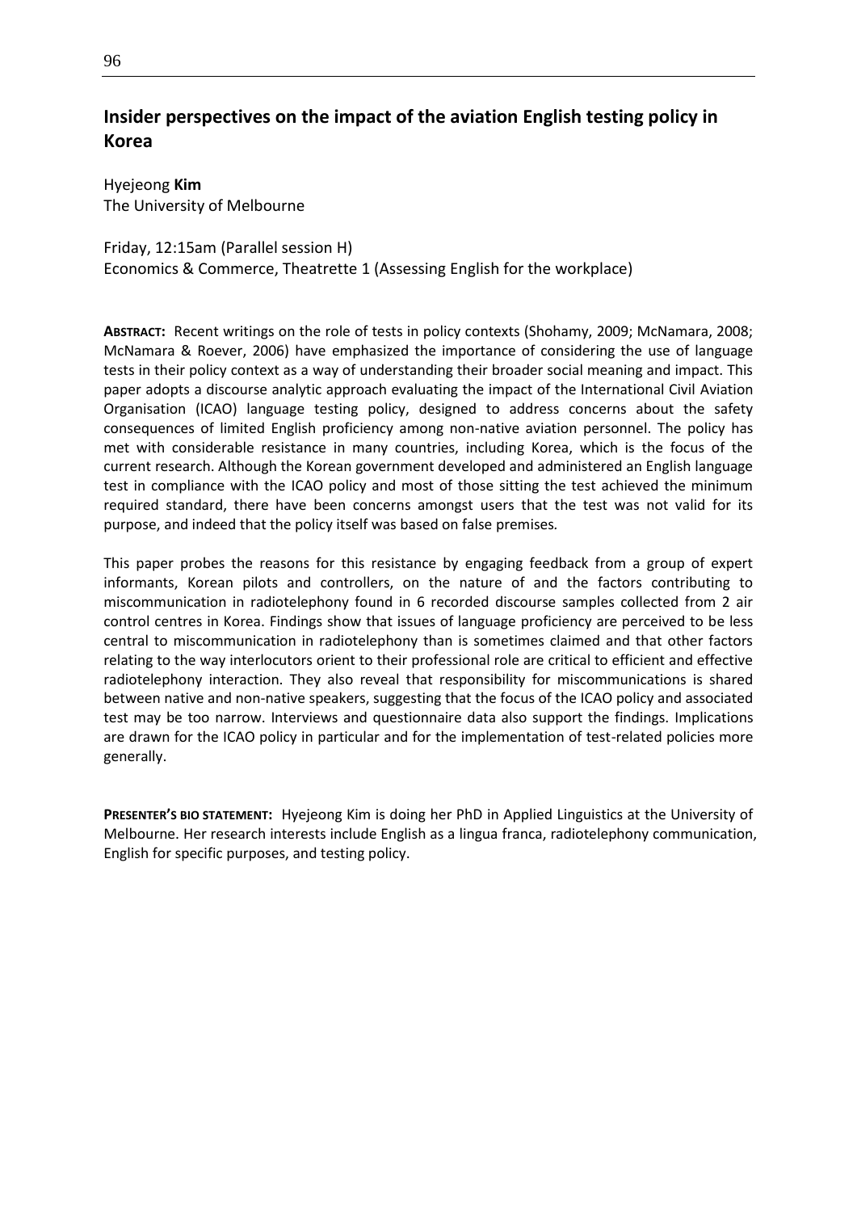## Insider perspectives on the impact of the aviation English testing policy in Korea

Hyejeong **Kim**
The University of Melbourne

Friday, 12:15am (Parallel session H)
Economics & Commerce, Theatrette 1 (Assessing English for the workplace)

**ABSTRACT:** Recent writings on the role of tests in policy contexts (Shohamy, 2009; McNamara, 2008; McNamara & Roever, 2006) have emphasized the importance of considering the use of language tests in their policy context as a way of understanding their broader social meaning and impact. This paper adopts a discourse analytic approach evaluating the impact of the International Civil Aviation Organisation (ICAO) language testing policy, designed to address concerns about the safety consequences of limited English proficiency among non-native aviation personnel. The policy has met with considerable resistance in many countries, including Korea, which is the focus of the current research. Although the Korean government developed and administered an English language test in compliance with the ICAO policy and most of those sitting the test achieved the minimum required standard, there have been concerns amongst users that the test was not valid for its purpose, and indeed that the policy itself was based on false premises.

This paper probes the reasons for this resistance by engaging feedback from a group of expert informants, Korean pilots and controllers, on the nature of and the factors contributing to miscommunication in radiotelephony found in 6 recorded discourse samples collected from 2 air control centres in Korea. Findings show that issues of language proficiency are perceived to be less central to miscommunication in radiotelephony than is sometimes claimed and that other factors relating to the way interlocutors orient to their professional role are critical to efficient and effective radiotelephony interaction. They also reveal that responsibility for miscommunications is shared between native and non-native speakers, suggesting that the focus of the ICAO policy and associated test may be too narrow. Interviews and questionnaire data also support the findings. Implications are drawn for the ICAO policy in particular and for the implementation of test-related policies more generally.

**PRESENTER'S BIO STATEMENT:** Hyejeong Kim is doing her PhD in Applied Linguistics at the University of Melbourne. Her research interests include English as a lingua franca, radiotelephony communication, English for specific purposes, and testing policy.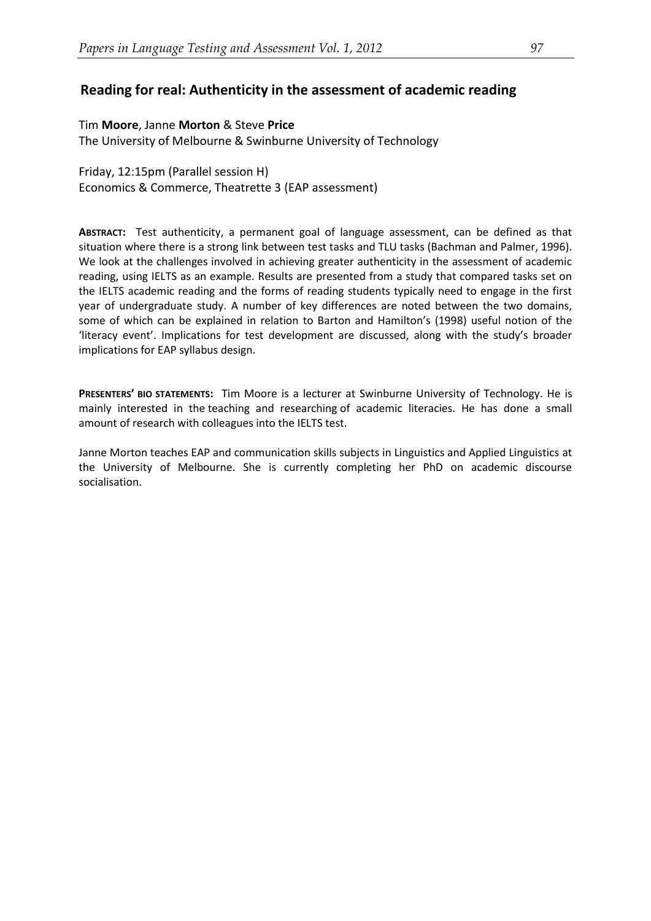## Reading for real: Authenticity in the assessment of academic reading

Tim **Moore**, Janne **Morton** & Steve **Price**
The University of Melbourne & Swinburne University of Technology

Friday, 12:15pm (Parallel session H)
Economics & Commerce, Theatrette 3 (EAP assessment)

**ABSTRACT:** Test authenticity, a permanent goal of language assessment, can be defined as that situation where there is a strong link between test tasks and TLU tasks (Bachman and Palmer, 1996). We look at the challenges involved in achieving greater authenticity in the assessment of academic reading, using IELTS as an example. Results are presented from a study that compared tasks set on the IELTS academic reading and the forms of reading students typically need to engage in the first year of undergraduate study. A number of key differences are noted between the two domains, some of which can be explained in relation to Barton and Hamilton's (1998) useful notion of the 'literacy event'. Implications for test development are discussed, along with the study's broader implications for EAP syllabus design.

**PRESENTERS' BIO STATEMENTS:** Tim Moore is a lecturer at Swinburne University of Technology. He is mainly interested in the teaching and researching of academic literacies. He has done a small amount of research with colleagues into the IELTS test.

Janne Morton teaches EAP and communication skills subjects in Linguistics and Applied Linguistics at the University of Melbourne. She is currently completing her PhD on academic discourse socialisation.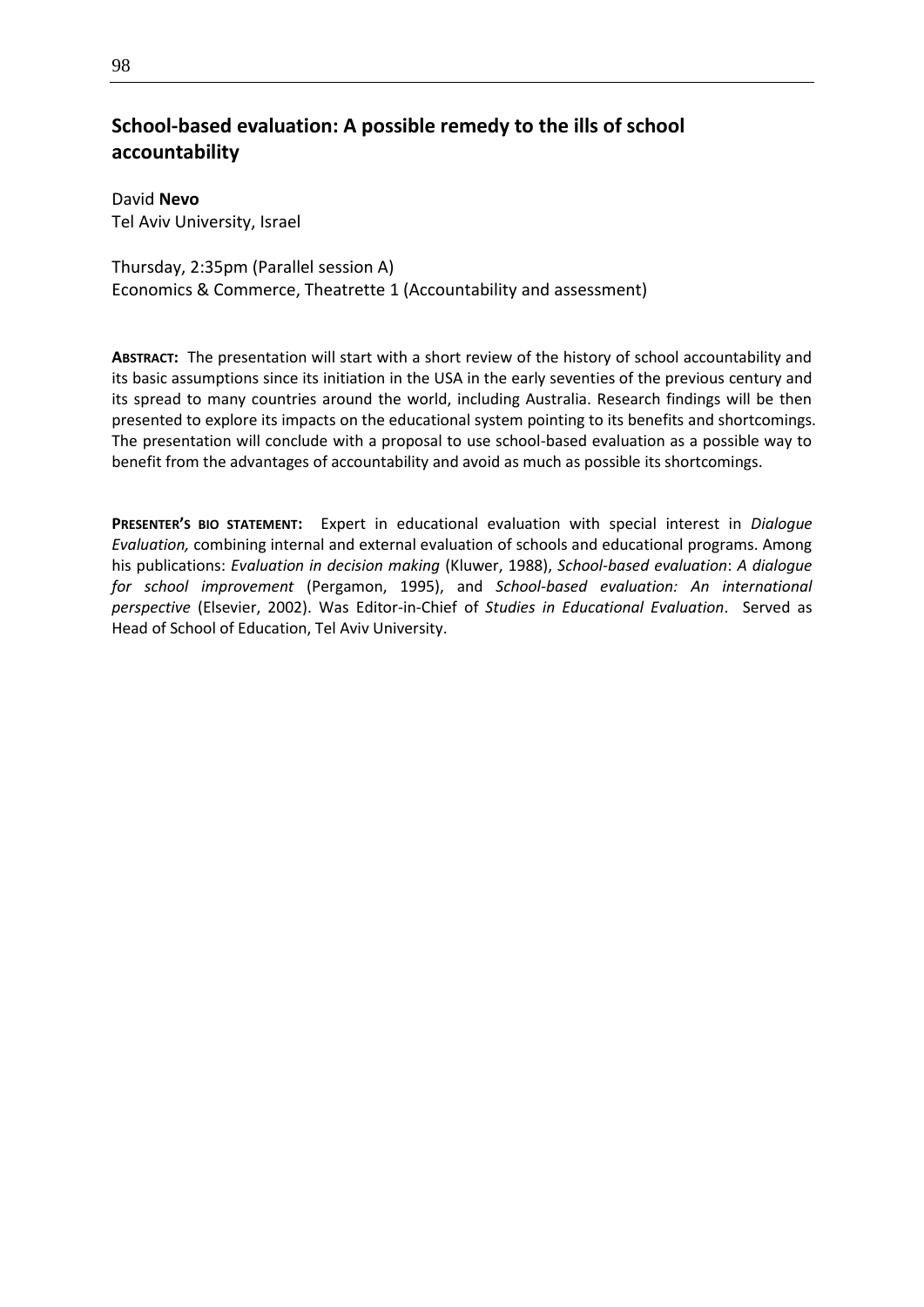## School-based evaluation: A possible remedy to the ills of school accountability

David **Nevo**
Tel Aviv University, Israel

Thursday, 2:35pm (Parallel session A)
Economics & Commerce, Theatrette 1 (Accountability and assessment)

**ABSTRACT:** The presentation will start with a short review of the history of school accountability and its basic assumptions since its initiation in the USA in the early seventies of the previous century and its spread to many countries around the world, including Australia. Research findings will be then presented to explore its impacts on the educational system pointing to its benefits and shortcomings. The presentation will conclude with a proposal to use school-based evaluation as a possible way to benefit from the advantages of accountability and avoid as much as possible its shortcomings.

**PRESENTER'S BIO STATEMENT:** Expert in educational evaluation with special interest in *Dialogue Evaluation,* combining internal and external evaluation of schools and educational programs. Among his publications: *Evaluation in decision making* (Kluwer, 1988), *School-based evaluation*: *A dialogue for school improvement* (Pergamon, 1995), and *School-based evaluation: An international perspective* (Elsevier, 2002). Was Editor-in-Chief of *Studies in Educational Evaluation*. Served as Head of School of Education, Tel Aviv University.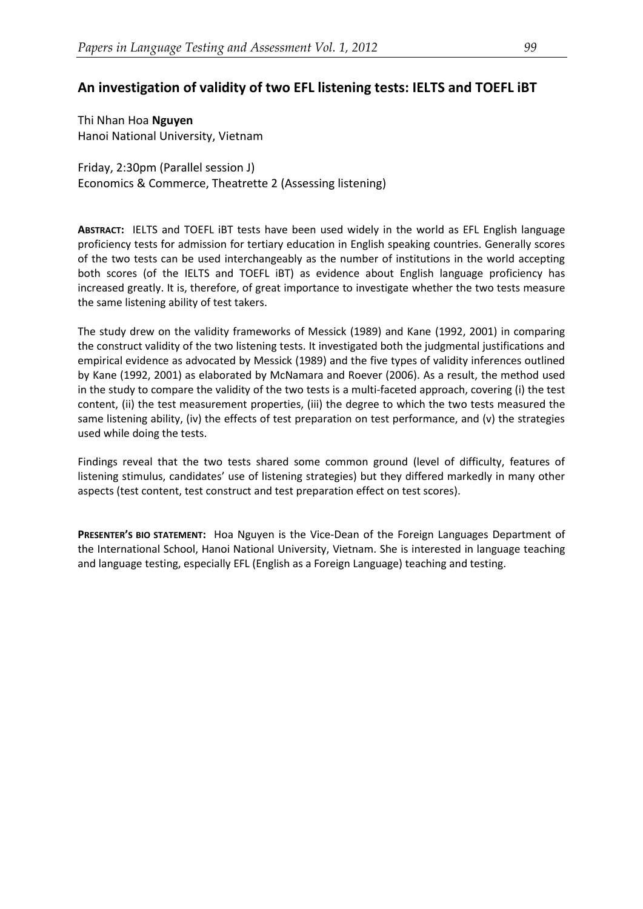## An investigation of validity of two EFL listening tests: IELTS and TOEFL iBT

Thi Nhan Hoa **Nguyen**
Hanoi National University, Vietnam

Friday, 2:30pm (Parallel session J)
Economics & Commerce, Theatrette 2 (Assessing listening)

**ABSTRACT:** IELTS and TOEFL iBT tests have been used widely in the world as EFL English language proficiency tests for admission for tertiary education in English speaking countries. Generally scores of the two tests can be used interchangeably as the number of institutions in the world accepting both scores (of the IELTS and TOEFL iBT) as evidence about English language proficiency has increased greatly. It is, therefore, of great importance to investigate whether the two tests measure the same listening ability of test takers.

The study drew on the validity frameworks of Messick (1989) and Kane (1992, 2001) in comparing the construct validity of the two listening tests. It investigated both the judgmental justifications and empirical evidence as advocated by Messick (1989) and the five types of validity inferences outlined by Kane (1992, 2001) as elaborated by McNamara and Roever (2006). As a result, the method used in the study to compare the validity of the two tests is a multi-faceted approach, covering (i) the test content, (ii) the test measurement properties, (iii) the degree to which the two tests measured the same listening ability, (iv) the effects of test preparation on test performance, and (v) the strategies used while doing the tests.

Findings reveal that the two tests shared some common ground (level of difficulty, features of listening stimulus, candidates' use of listening strategies) but they differed markedly in many other aspects (test content, test construct and test preparation effect on test scores).

**PRESENTER'S BIO STATEMENT:** Hoa Nguyen is the Vice-Dean of the Foreign Languages Department of the International School, Hanoi National University, Vietnam. She is interested in language teaching and language testing, especially EFL (English as a Foreign Language) teaching and testing.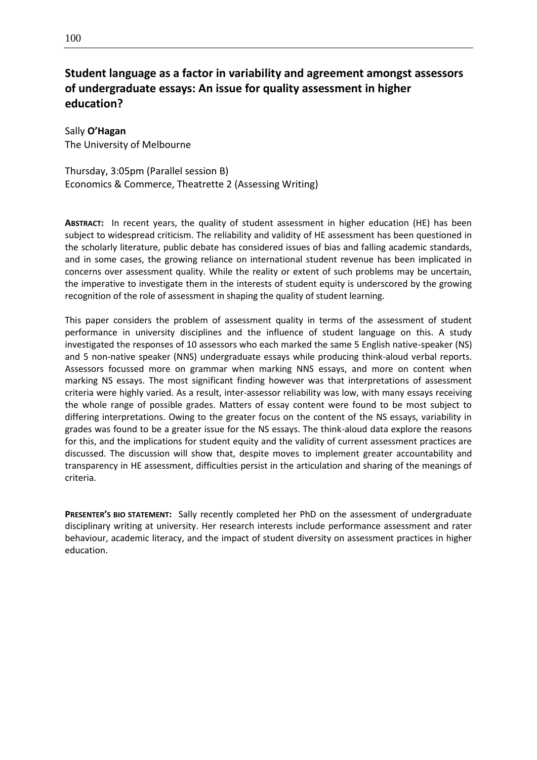## Student language as a factor in variability and agreement amongst assessors of undergraduate essays: An issue for quality assessment in higher education?

Sally **O'Hagan**
The University of Melbourne

Thursday, 3:05pm (Parallel session B)
Economics & Commerce, Theatrette 2 (Assessing Writing)

**ABSTRACT:** In recent years, the quality of student assessment in higher education (HE) has been subject to widespread criticism. The reliability and validity of HE assessment has been questioned in the scholarly literature, public debate has considered issues of bias and falling academic standards, and in some cases, the growing reliance on international student revenue has been implicated in concerns over assessment quality. While the reality or extent of such problems may be uncertain, the imperative to investigate them in the interests of student equity is underscored by the growing recognition of the role of assessment in shaping the quality of student learning.

This paper considers the problem of assessment quality in terms of the assessment of student performance in university disciplines and the influence of student language on this. A study investigated the responses of 10 assessors who each marked the same 5 English native-speaker (NS) and 5 non-native speaker (NNS) undergraduate essays while producing think-aloud verbal reports. Assessors focussed more on grammar when marking NNS essays, and more on content when marking NS essays. The most significant finding however was that interpretations of assessment criteria were highly varied. As a result, inter-assessor reliability was low, with many essays receiving the whole range of possible grades. Matters of essay content were found to be most subject to differing interpretations. Owing to the greater focus on the content of the NS essays, variability in grades was found to be a greater issue for the NS essays. The think-aloud data explore the reasons for this, and the implications for student equity and the validity of current assessment practices are discussed. The discussion will show that, despite moves to implement greater accountability and transparency in HE assessment, difficulties persist in the articulation and sharing of the meanings of criteria.

**PRESENTER'S BIO STATEMENT:** Sally recently completed her PhD on the assessment of undergraduate disciplinary writing at university. Her research interests include performance assessment and rater behaviour, academic literacy, and the impact of student diversity on assessment practices in higher education.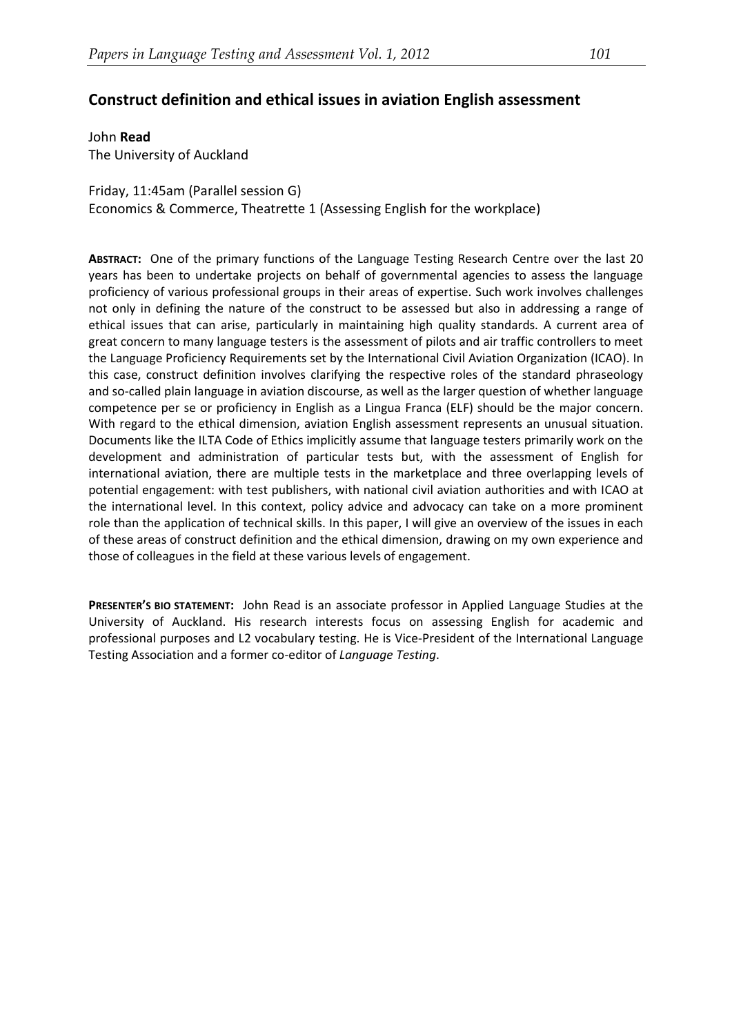## Construct definition and ethical issues in aviation English assessment

John **Read**
The University of Auckland

Friday, 11:45am (Parallel session G)
Economics & Commerce, Theatrette 1 (Assessing English for the workplace)

**ABSTRACT:** One of the primary functions of the Language Testing Research Centre over the last 20 years has been to undertake projects on behalf of governmental agencies to assess the language proficiency of various professional groups in their areas of expertise. Such work involves challenges not only in defining the nature of the construct to be assessed but also in addressing a range of ethical issues that can arise, particularly in maintaining high quality standards. A current area of great concern to many language testers is the assessment of pilots and air traffic controllers to meet the Language Proficiency Requirements set by the International Civil Aviation Organization (ICAO). In this case, construct definition involves clarifying the respective roles of the standard phraseology and so-called plain language in aviation discourse, as well as the larger question of whether language competence per se or proficiency in English as a Lingua Franca (ELF) should be the major concern. With regard to the ethical dimension, aviation English assessment represents an unusual situation. Documents like the ILTA Code of Ethics implicitly assume that language testers primarily work on the development and administration of particular tests but, with the assessment of English for international aviation, there are multiple tests in the marketplace and three overlapping levels of potential engagement: with test publishers, with national civil aviation authorities and with ICAO at the international level. In this context, policy advice and advocacy can take on a more prominent role than the application of technical skills. In this paper, I will give an overview of the issues in each of these areas of construct definition and the ethical dimension, drawing on my own experience and those of colleagues in the field at these various levels of engagement.

**PRESENTER'S BIO STATEMENT:** John Read is an associate professor in Applied Language Studies at the University of Auckland. His research interests focus on assessing English for academic and professional purposes and L2 vocabulary testing. He is Vice-President of the International Language Testing Association and a former co-editor of *Language Testing*.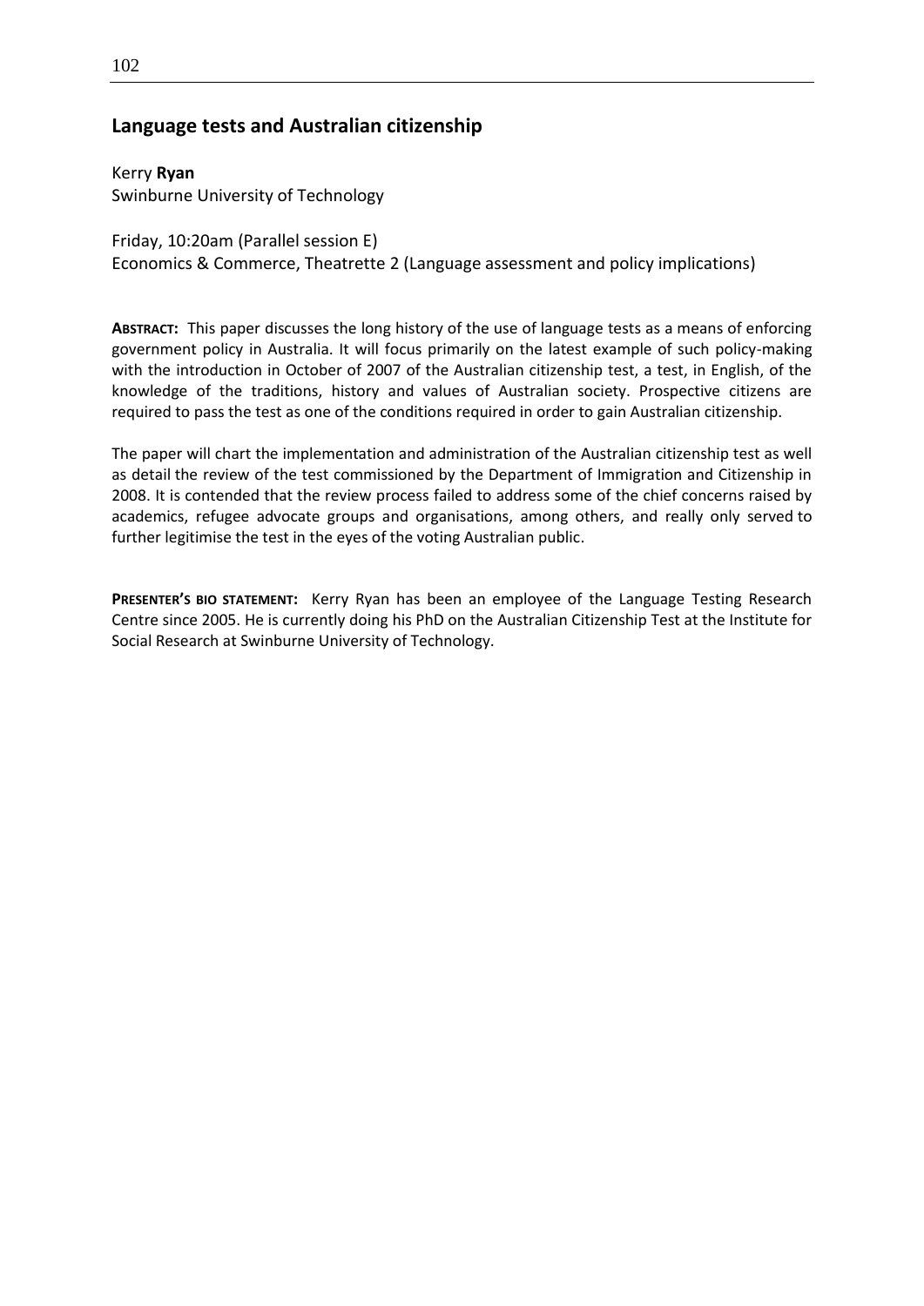## Language tests and Australian citizenship

Kerry **Ryan**
Swinburne University of Technology

Friday, 10:20am (Parallel session E)
Economics & Commerce, Theatrette 2 (Language assessment and policy implications)

**ABSTRACT:** This paper discusses the long history of the use of language tests as a means of enforcing government policy in Australia. It will focus primarily on the latest example of such policy-making with the introduction in October of 2007 of the Australian citizenship test, a test, in English, of the knowledge of the traditions, history and values of Australian society. Prospective citizens are required to pass the test as one of the conditions required in order to gain Australian citizenship.

The paper will chart the implementation and administration of the Australian citizenship test as well as detail the review of the test commissioned by the Department of Immigration and Citizenship in 2008. It is contended that the review process failed to address some of the chief concerns raised by academics, refugee advocate groups and organisations, among others, and really only served to further legitimise the test in the eyes of the voting Australian public.

**PRESENTER'S BIO STATEMENT:** Kerry Ryan has been an employee of the Language Testing Research Centre since 2005. He is currently doing his PhD on the Australian Citizenship Test at the Institute for Social Research at Swinburne University of Technology.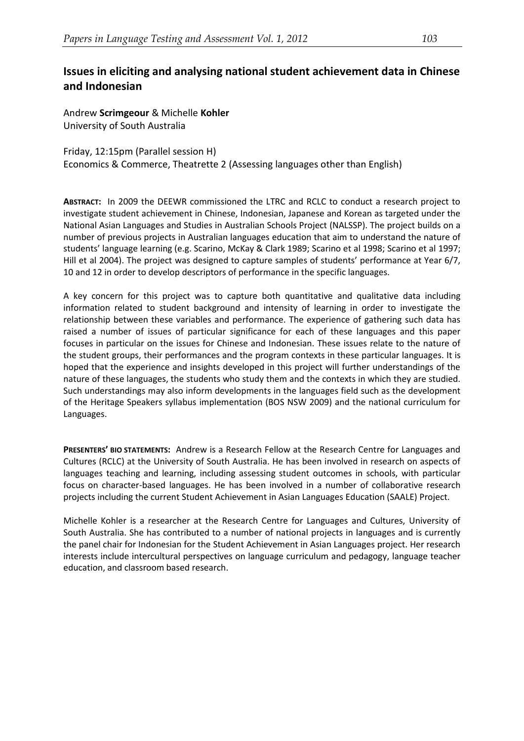## Issues in eliciting and analysing national student achievement data in Chinese and Indonesian

Andrew **Scrimgeour** & Michelle **Kohler**
University of South Australia

Friday, 12:15pm (Parallel session H)
Economics & Commerce, Theatrette 2 (Assessing languages other than English)

**ABSTRACT:** In 2009 the DEEWR commissioned the LTRC and RCLC to conduct a research project to investigate student achievement in Chinese, Indonesian, Japanese and Korean as targeted under the National Asian Languages and Studies in Australian Schools Project (NALSSP). The project builds on a number of previous projects in Australian languages education that aim to understand the nature of students' language learning (e.g. Scarino, McKay & Clark 1989; Scarino et al 1998; Scarino et al 1997; Hill et al 2004). The project was designed to capture samples of students' performance at Year 6/7, 10 and 12 in order to develop descriptors of performance in the specific languages.

A key concern for this project was to capture both quantitative and qualitative data including information related to student background and intensity of learning in order to investigate the relationship between these variables and performance. The experience of gathering such data has raised a number of issues of particular significance for each of these languages and this paper focuses in particular on the issues for Chinese and Indonesian. These issues relate to the nature of the student groups, their performances and the program contexts in these particular languages. It is hoped that the experience and insights developed in this project will further understandings of the nature of these languages, the students who study them and the contexts in which they are studied. Such understandings may also inform developments in the languages field such as the development of the Heritage Speakers syllabus implementation (BOS NSW 2009) and the national curriculum for Languages.

**PRESENTERS' BIO STATEMENTS:** Andrew is a Research Fellow at the Research Centre for Languages and Cultures (RCLC) at the University of South Australia. He has been involved in research on aspects of languages teaching and learning, including assessing student outcomes in schools, with particular focus on character-based languages. He has been involved in a number of collaborative research projects including the current Student Achievement in Asian Languages Education (SAALE) Project.

Michelle Kohler is a researcher at the Research Centre for Languages and Cultures, University of South Australia. She has contributed to a number of national projects in languages and is currently the panel chair for Indonesian for the Student Achievement in Asian Languages project. Her research interests include intercultural perspectives on language curriculum and pedagogy, language teacher education, and classroom based research.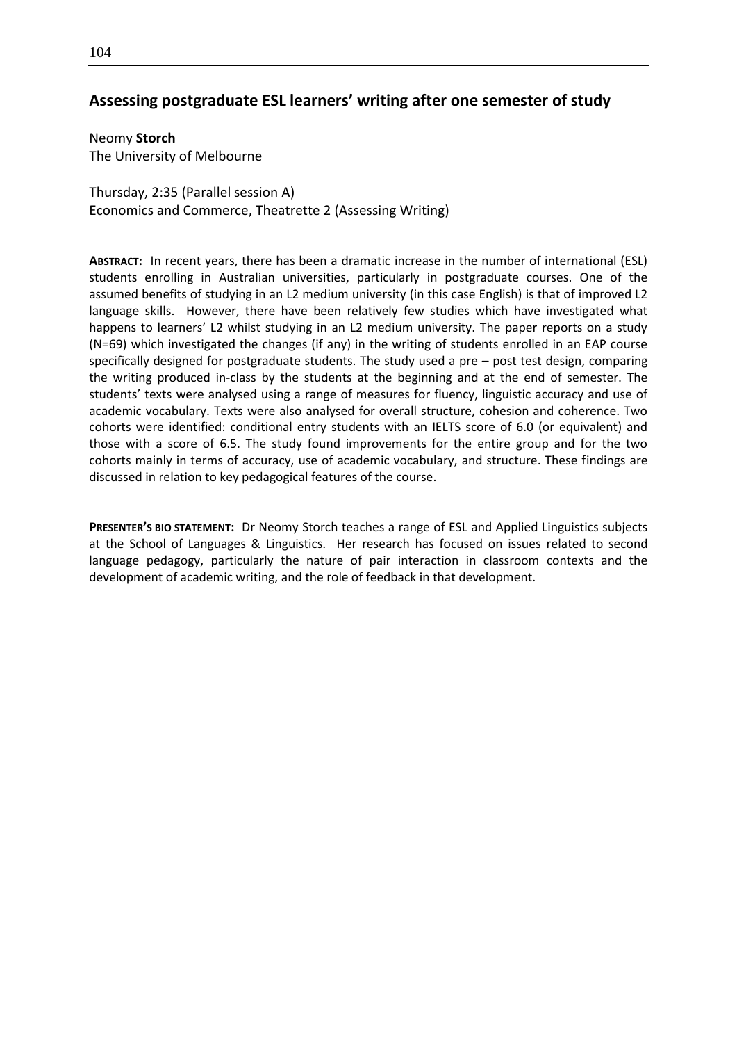## Assessing postgraduate ESL learners' writing after one semester of study

Neomy **Storch**
The University of Melbourne

Thursday, 2:35 (Parallel session A)
Economics and Commerce, Theatrette 2 (Assessing Writing)

**ABSTRACT:** In recent years, there has been a dramatic increase in the number of international (ESL) students enrolling in Australian universities, particularly in postgraduate courses. One of the assumed benefits of studying in an L2 medium university (in this case English) is that of improved L2 language skills. However, there have been relatively few studies which have investigated what happens to learners' L2 whilst studying in an L2 medium university. The paper reports on a study (N=69) which investigated the changes (if any) in the writing of students enrolled in an EAP course specifically designed for postgraduate students. The study used a pre – post test design, comparing the writing produced in-class by the students at the beginning and at the end of semester. The students' texts were analysed using a range of measures for fluency, linguistic accuracy and use of academic vocabulary. Texts were also analysed for overall structure, cohesion and coherence. Two cohorts were identified: conditional entry students with an IELTS score of 6.0 (or equivalent) and those with a score of 6.5. The study found improvements for the entire group and for the two cohorts mainly in terms of accuracy, use of academic vocabulary, and structure. These findings are discussed in relation to key pedagogical features of the course.

**PRESENTER'S BIO STATEMENT:** Dr Neomy Storch teaches a range of ESL and Applied Linguistics subjects at the School of Languages & Linguistics. Her research has focused on issues related to second language pedagogy, particularly the nature of pair interaction in classroom contexts and the development of academic writing, and the role of feedback in that development.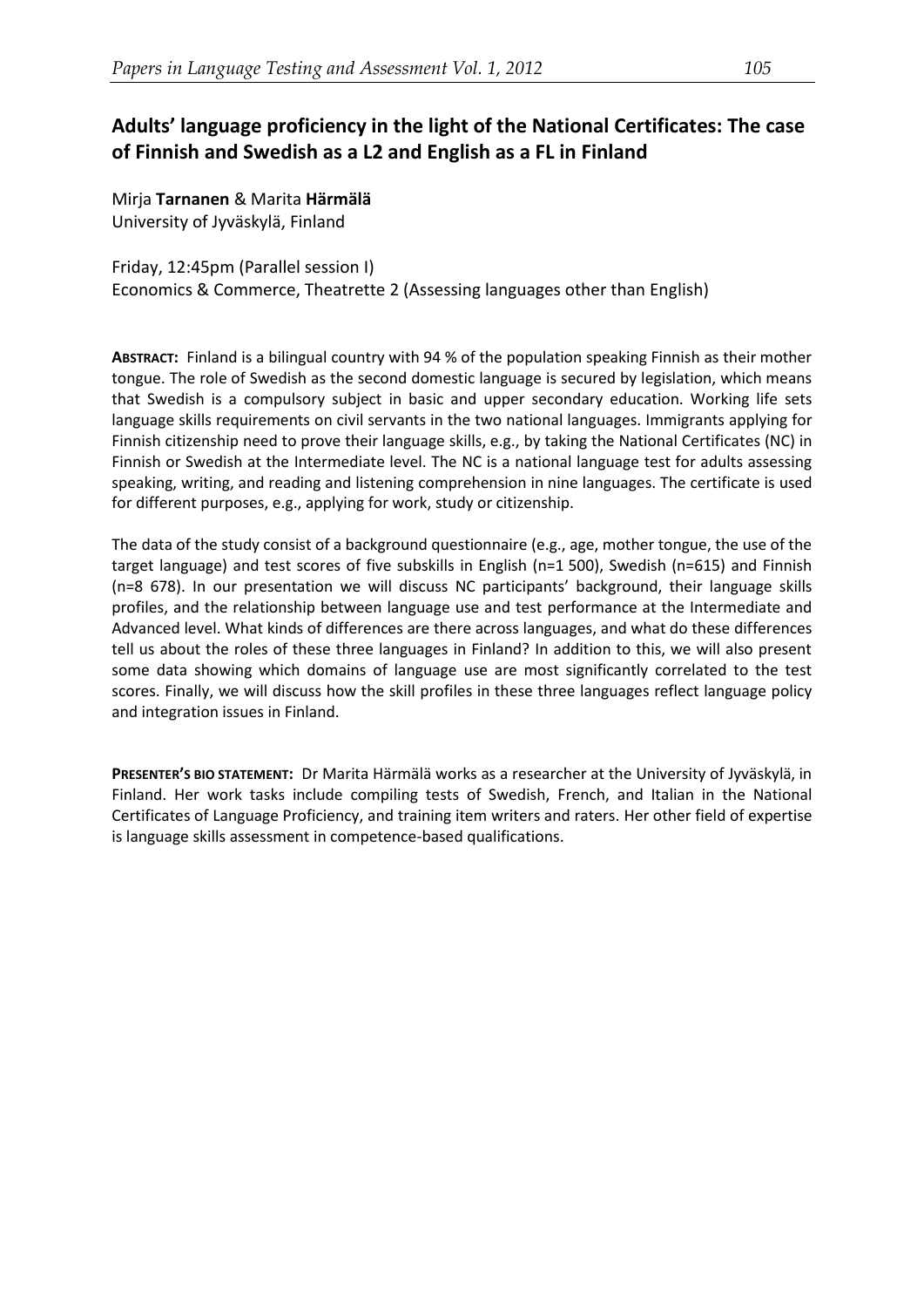## Adults' language proficiency in the light of the National Certificates: The case of Finnish and Swedish as a L2 and English as a FL in Finland

Mirja **Tarnanen** & Marita **Härmälä**
University of Jyväskylä, Finland

Friday, 12:45pm (Parallel session I)
Economics & Commerce, Theatrette 2 (Assessing languages other than English)

**ABSTRACT:** Finland is a bilingual country with 94 % of the population speaking Finnish as their mother tongue. The role of Swedish as the second domestic language is secured by legislation, which means that Swedish is a compulsory subject in basic and upper secondary education. Working life sets language skills requirements on civil servants in the two national languages. Immigrants applying for Finnish citizenship need to prove their language skills, e.g., by taking the National Certificates (NC) in Finnish or Swedish at the Intermediate level. The NC is a national language test for adults assessing speaking, writing, and reading and listening comprehension in nine languages. The certificate is used for different purposes, e.g., applying for work, study or citizenship.

The data of the study consist of a background questionnaire (e.g., age, mother tongue, the use of the target language) and test scores of five subskills in English (n=1 500), Swedish (n=615) and Finnish (n=8 678). In our presentation we will discuss NC participants' background, their language skills profiles, and the relationship between language use and test performance at the Intermediate and Advanced level. What kinds of differences are there across languages, and what do these differences tell us about the roles of these three languages in Finland? In addition to this, we will also present some data showing which domains of language use are most significantly correlated to the test scores. Finally, we will discuss how the skill profiles in these three languages reflect language policy and integration issues in Finland.

**PRESENTER'S BIO STATEMENT:** Dr Marita Härmälä works as a researcher at the University of Jyväskylä, in Finland. Her work tasks include compiling tests of Swedish, French, and Italian in the National Certificates of Language Proficiency, and training item writers and raters. Her other field of expertise is language skills assessment in competence-based qualifications.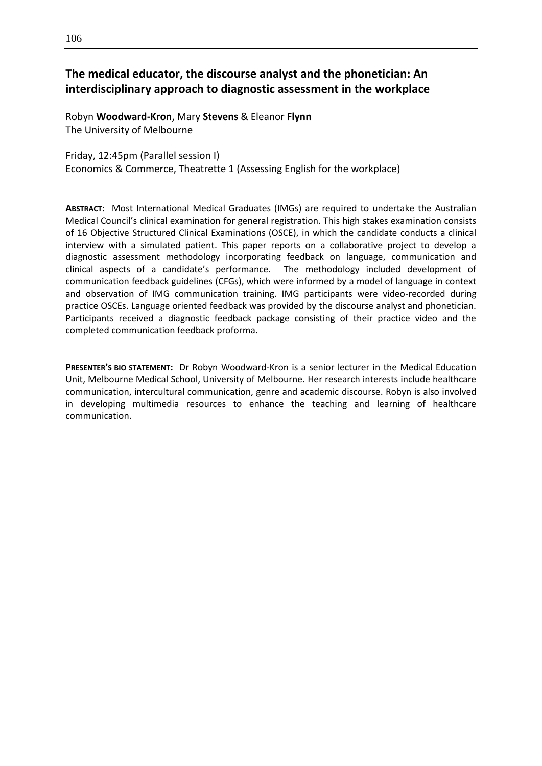## The medical educator, the discourse analyst and the phonetician: An interdisciplinary approach to diagnostic assessment in the workplace

Robyn **Woodward-Kron**, Mary **Stevens** & Eleanor **Flynn**
The University of Melbourne

Friday, 12:45pm (Parallel session I)
Economics & Commerce, Theatrette 1 (Assessing English for the workplace)

**ABSTRACT:** Most International Medical Graduates (IMGs) are required to undertake the Australian Medical Council's clinical examination for general registration. This high stakes examination consists of 16 Objective Structured Clinical Examinations (OSCE), in which the candidate conducts a clinical interview with a simulated patient. This paper reports on a collaborative project to develop a diagnostic assessment methodology incorporating feedback on language, communication and clinical aspects of a candidate's performance. The methodology included development of communication feedback guidelines (CFGs), which were informed by a model of language in context and observation of IMG communication training. IMG participants were video-recorded during practice OSCEs. Language oriented feedback was provided by the discourse analyst and phonetician. Participants received a diagnostic feedback package consisting of their practice video and the completed communication feedback proforma.

**PRESENTER'S BIO STATEMENT:** Dr Robyn Woodward-Kron is a senior lecturer in the Medical Education Unit, Melbourne Medical School, University of Melbourne. Her research interests include healthcare communication, intercultural communication, genre and academic discourse. Robyn is also involved in developing multimedia resources to enhance the teaching and learning of healthcare communication.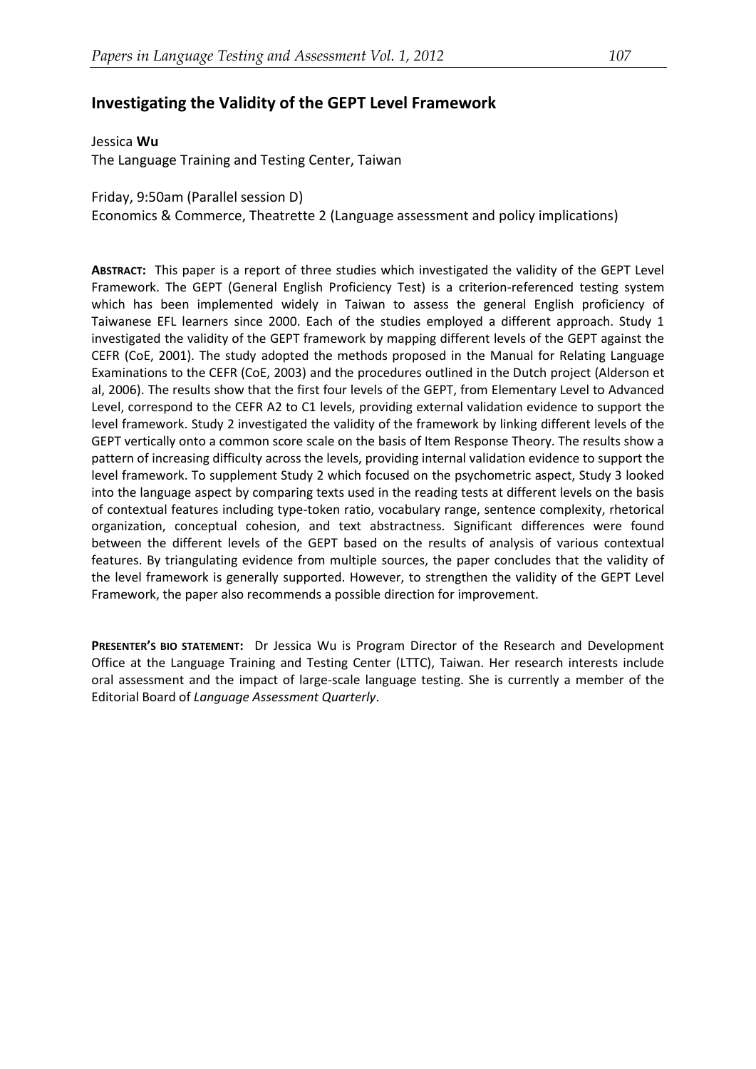## Investigating the Validity of the GEPT Level Framework

Jessica **Wu**
The Language Training and Testing Center, Taiwan

Friday, 9:50am (Parallel session D)
Economics & Commerce, Theatrette 2 (Language assessment and policy implications)

**ABSTRACT:** This paper is a report of three studies which investigated the validity of the GEPT Level Framework. The GEPT (General English Proficiency Test) is a criterion-referenced testing system which has been implemented widely in Taiwan to assess the general English proficiency of Taiwanese EFL learners since 2000. Each of the studies employed a different approach. Study 1 investigated the validity of the GEPT framework by mapping different levels of the GEPT against the CEFR (CoE, 2001). The study adopted the methods proposed in the Manual for Relating Language Examinations to the CEFR (CoE, 2003) and the procedures outlined in the Dutch project (Alderson et al, 2006). The results show that the first four levels of the GEPT, from Elementary Level to Advanced Level, correspond to the CEFR A2 to C1 levels, providing external validation evidence to support the level framework. Study 2 investigated the validity of the framework by linking different levels of the GEPT vertically onto a common score scale on the basis of Item Response Theory. The results show a pattern of increasing difficulty across the levels, providing internal validation evidence to support the level framework. To supplement Study 2 which focused on the psychometric aspect, Study 3 looked into the language aspect by comparing texts used in the reading tests at different levels on the basis of contextual features including type-token ratio, vocabulary range, sentence complexity, rhetorical organization, conceptual cohesion, and text abstractness. Significant differences were found between the different levels of the GEPT based on the results of analysis of various contextual features. By triangulating evidence from multiple sources, the paper concludes that the validity of the level framework is generally supported. However, to strengthen the validity of the GEPT Level Framework, the paper also recommends a possible direction for improvement.

**PRESENTER'S BIO STATEMENT:** Dr Jessica Wu is Program Director of the Research and Development Office at the Language Training and Testing Center (LTTC), Taiwan. Her research interests include oral assessment and the impact of large-scale language testing. She is currently a member of the Editorial Board of *Language Assessment Quarterly*.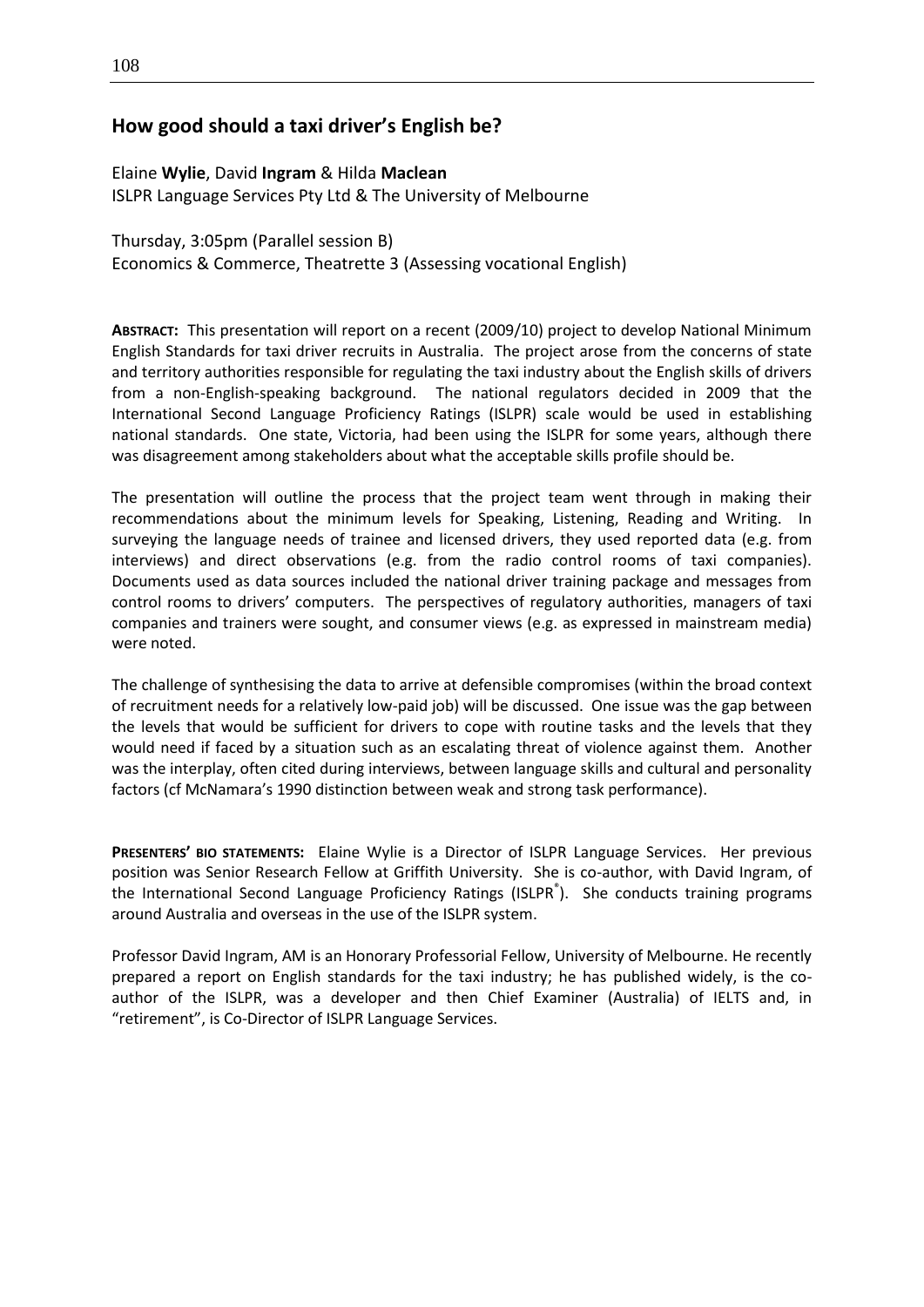## How good should a taxi driver's English be?

Elaine **Wylie**, David **Ingram** & Hilda **Maclean**
ISLPR Language Services Pty Ltd & The University of Melbourne

Thursday, 3:05pm (Parallel session B)
Economics & Commerce, Theatrette 3 (Assessing vocational English)

**ABSTRACT:** This presentation will report on a recent (2009/10) project to develop National Minimum English Standards for taxi driver recruits in Australia. The project arose from the concerns of state and territory authorities responsible for regulating the taxi industry about the English skills of drivers from a non-English-speaking background. The national regulators decided in 2009 that the International Second Language Proficiency Ratings (ISLPR) scale would be used in establishing national standards. One state, Victoria, had been using the ISLPR for some years, although there was disagreement among stakeholders about what the acceptable skills profile should be.

The presentation will outline the process that the project team went through in making their recommendations about the minimum levels for Speaking, Listening, Reading and Writing. In surveying the language needs of trainee and licensed drivers, they used reported data (e.g. from interviews) and direct observations (e.g. from the radio control rooms of taxi companies). Documents used as data sources included the national driver training package and messages from control rooms to drivers' computers. The perspectives of regulatory authorities, managers of taxi companies and trainers were sought, and consumer views (e.g. as expressed in mainstream media) were noted.

The challenge of synthesising the data to arrive at defensible compromises (within the broad context of recruitment needs for a relatively low-paid job) will be discussed. One issue was the gap between the levels that would be sufficient for drivers to cope with routine tasks and the levels that they would need if faced by a situation such as an escalating threat of violence against them. Another was the interplay, often cited during interviews, between language skills and cultural and personality factors (cf McNamara's 1990 distinction between weak and strong task performance).

**PRESENTERS' BIO STATEMENTS:** Elaine Wylie is a Director of ISLPR Language Services. Her previous position was Senior Research Fellow at Griffith University. She is co-author, with David Ingram, of the International Second Language Proficiency Ratings (ISLPR®). She conducts training programs around Australia and overseas in the use of the ISLPR system.

Professor David Ingram, AM is an Honorary Professorial Fellow, University of Melbourne. He recently prepared a report on English standards for the taxi industry; he has published widely, is the co-author of the ISLPR, was a developer and then Chief Examiner (Australia) of IELTS and, in "retirement", is Co-Director of ISLPR Language Services.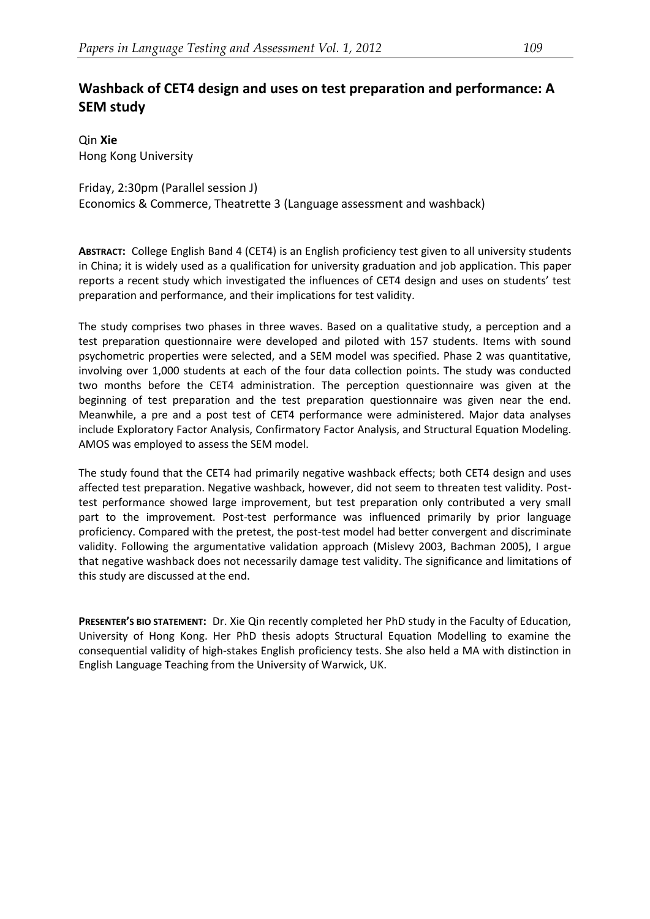## Washback of CET4 design and uses on test preparation and performance: A SEM study

Qin **Xie**
Hong Kong University

Friday, 2:30pm (Parallel session J)
Economics & Commerce, Theatrette 3 (Language assessment and washback)

**ABSTRACT:** College English Band 4 (CET4) is an English proficiency test given to all university students in China; it is widely used as a qualification for university graduation and job application. This paper reports a recent study which investigated the influences of CET4 design and uses on students' test preparation and performance, and their implications for test validity.

The study comprises two phases in three waves. Based on a qualitative study, a perception and a test preparation questionnaire were developed and piloted with 157 students. Items with sound psychometric properties were selected, and a SEM model was specified. Phase 2 was quantitative, involving over 1,000 students at each of the four data collection points. The study was conducted two months before the CET4 administration. The perception questionnaire was given at the beginning of test preparation and the test preparation questionnaire was given near the end. Meanwhile, a pre and a post test of CET4 performance were administered. Major data analyses include Exploratory Factor Analysis, Confirmatory Factor Analysis, and Structural Equation Modeling. AMOS was employed to assess the SEM model.

The study found that the CET4 had primarily negative washback effects; both CET4 design and uses affected test preparation. Negative washback, however, did not seem to threaten test validity. Post-test performance showed large improvement, but test preparation only contributed a very small part to the improvement. Post-test performance was influenced primarily by prior language proficiency. Compared with the pretest, the post-test model had better convergent and discriminate validity. Following the argumentative validation approach (Mislevy 2003, Bachman 2005), I argue that negative washback does not necessarily damage test validity. The significance and limitations of this study are discussed at the end.

**PRESENTER'S BIO STATEMENT:** Dr. Xie Qin recently completed her PhD study in the Faculty of Education, University of Hong Kong. Her PhD thesis adopts Structural Equation Modelling to examine the consequential validity of high-stakes English proficiency tests. She also held a MA with distinction in English Language Teaching from the University of Warwick, UK.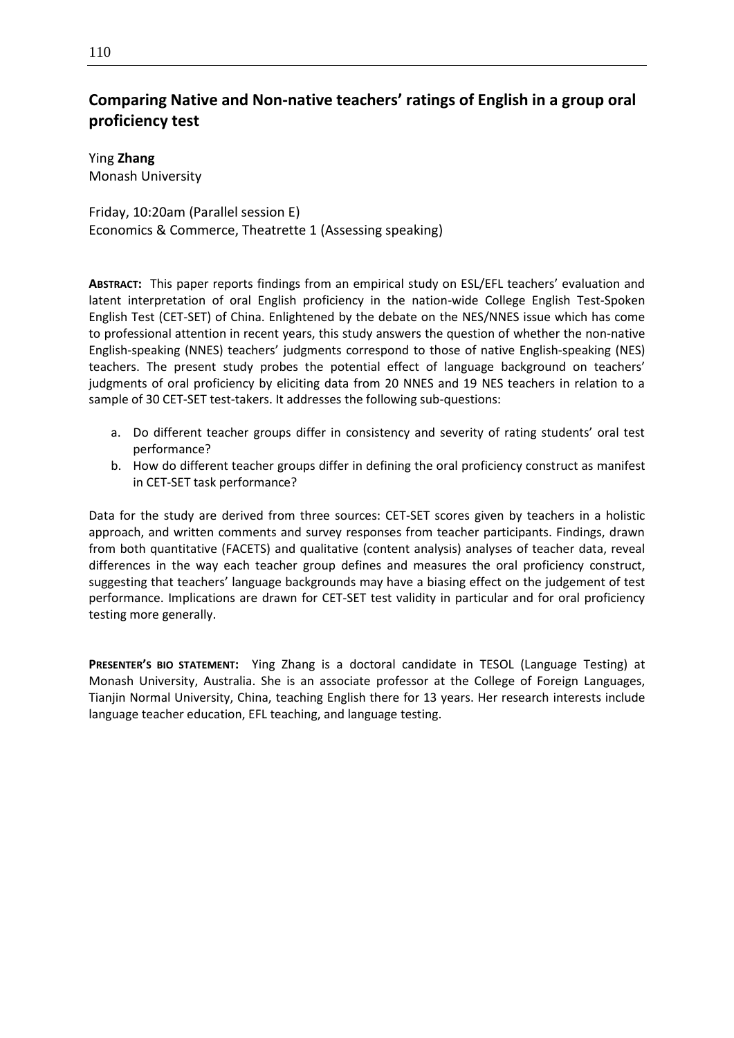## Comparing Native and Non-native teachers' ratings of English in a group oral proficiency test

Ying **Zhang**
Monash University

Friday, 10:20am (Parallel session E)
Economics & Commerce, Theatrette 1 (Assessing speaking)

**ABSTRACT:** This paper reports findings from an empirical study on ESL/EFL teachers' evaluation and latent interpretation of oral English proficiency in the nation-wide College English Test-Spoken English Test (CET-SET) of China. Enlightened by the debate on the NES/NNES issue which has come to professional attention in recent years, this study answers the question of whether the non-native English-speaking (NNES) teachers' judgments correspond to those of native English-speaking (NES) teachers. The present study probes the potential effect of language background on teachers' judgments of oral proficiency by eliciting data from 20 NNES and 19 NES teachers in relation to a sample of 30 CET-SET test-takers. It addresses the following sub-questions:

a. Do different teacher groups differ in consistency and severity of rating students' oral test performance?
b. How do different teacher groups differ in defining the oral proficiency construct as manifest in CET-SET task performance?

Data for the study are derived from three sources: CET-SET scores given by teachers in a holistic approach, and written comments and survey responses from teacher participants. Findings, drawn from both quantitative (FACETS) and qualitative (content analysis) analyses of teacher data, reveal differences in the way each teacher group defines and measures the oral proficiency construct, suggesting that teachers' language backgrounds may have a biasing effect on the judgement of test performance. Implications are drawn for CET-SET test validity in particular and for oral proficiency testing more generally.

**PRESENTER'S BIO STATEMENT:** Ying Zhang is a doctoral candidate in TESOL (Language Testing) at Monash University, Australia. She is an associate professor at the College of Foreign Languages, Tianjin Normal University, China, teaching English there for 13 years. Her research interests include language teacher education, EFL teaching, and language testing.